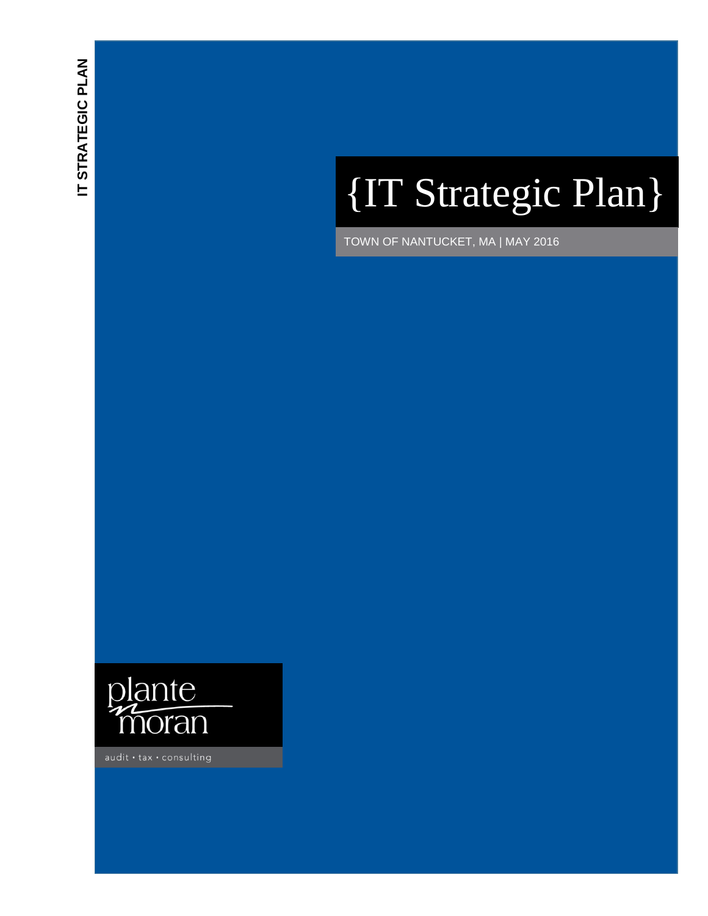# {IT Strategic Plan}

TOWN OF NANTUCKET, MA | MAY 2016

plante moran

audit • tax • consulting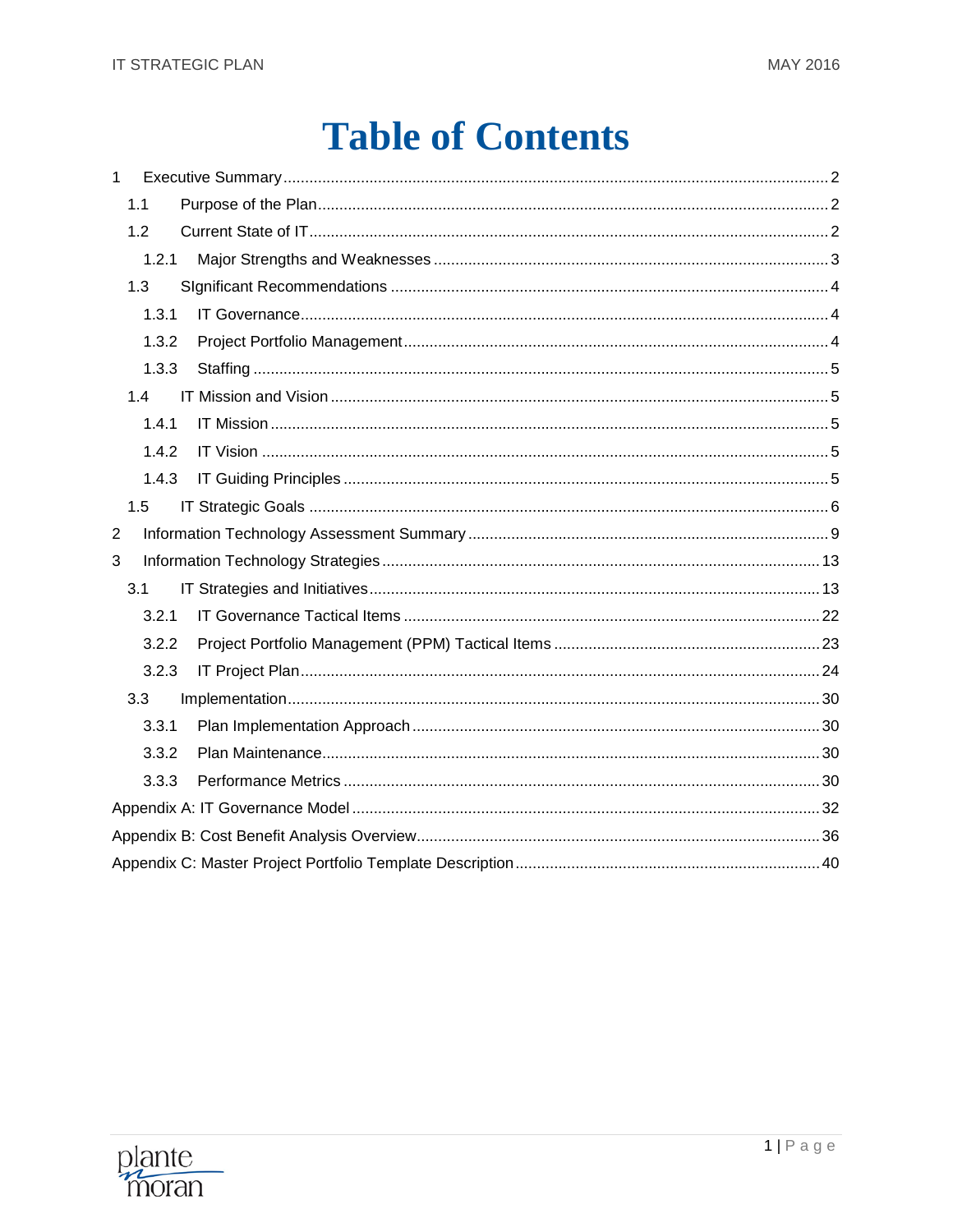# Table of Contents

1 Executive Summary ..... 2
- 1.1 Purpose of the Plan ..... 2
- 1.2 Current State of IT ..... 2
  - 1.2.1 Major Strengths and Weaknesses ..... 3
- 1.3 SIgnificant Recommendations ..... 4
  - 1.3.1 IT Governance ..... 4
  - 1.3.2 Project Portfolio Management ..... 4
  - 1.3.3 Staffing ..... 5
- 1.4 IT Mission and Vision ..... 5
  - 1.4.1 IT Mission ..... 5
  - 1.4.2 IT Vision ..... 5
  - 1.4.3 IT Guiding Principles ..... 5
- 1.5 IT Strategic Goals ..... 6

2 Information Technology Assessment Summary ..... 9

3 Information Technology Strategies ..... 13
- 3.1 IT Strategies and Initiatives ..... 13
  - 3.2.1 IT Governance Tactical Items ..... 22
  - 3.2.2 Project Portfolio Management (PPM) Tactical Items ..... 23
  - 3.2.3 IT Project Plan ..... 24
- 3.3 Implementation ..... 30
  - 3.3.1 Plan Implementation Approach ..... 30
  - 3.3.2 Plan Maintenance ..... 30
  - 3.3.3 Performance Metrics ..... 30

Appendix A: IT Governance Model ..... 32

Appendix B: Cost Benefit Analysis Overview ..... 36

Appendix C: Master Project Portfolio Template Description ..... 40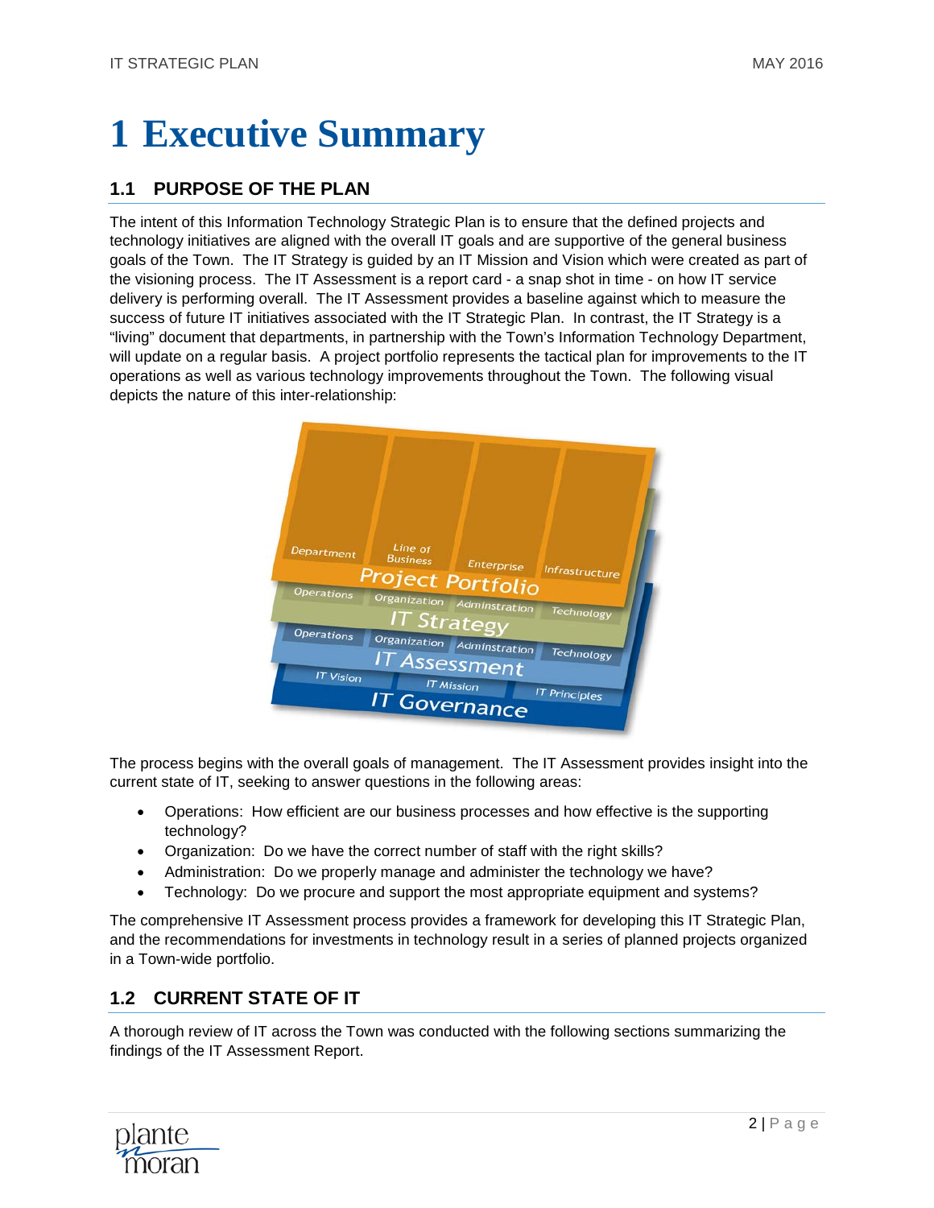# 1 Executive Summary

## 1.1 PURPOSE OF THE PLAN

The intent of this Information Technology Strategic Plan is to ensure that the defined projects and technology initiatives are aligned with the overall IT goals and are supportive of the general business goals of the Town. The IT Strategy is guided by an IT Mission and Vision which were created as part of the visioning process. The IT Assessment is a report card - a snap shot in time - on how IT service delivery is performing overall. The IT Assessment provides a baseline against which to measure the success of future IT initiatives associated with the IT Strategic Plan. In contrast, the IT Strategy is a "living" document that departments, in partnership with the Town's Information Technology Department, will update on a regular basis. A project portfolio represents the tactical plan for improvements to the IT operations as well as various technology improvements throughout the Town. The following visual depicts the nature of this inter-relationship:

The process begins with the overall goals of management. The IT Assessment provides insight into the current state of IT, seeking to answer questions in the following areas:

- Operations: How efficient are our business processes and how effective is the supporting technology?
- Organization: Do we have the correct number of staff with the right skills?
- Administration: Do we properly manage and administer the technology we have?
- Technology: Do we procure and support the most appropriate equipment and systems?

The comprehensive IT Assessment process provides a framework for developing this IT Strategic Plan, and the recommendations for investments in technology result in a series of planned projects organized in a Town-wide portfolio.

## 1.2 CURRENT STATE OF IT

A thorough review of IT across the Town was conducted with the following sections summarizing the findings of the IT Assessment Report.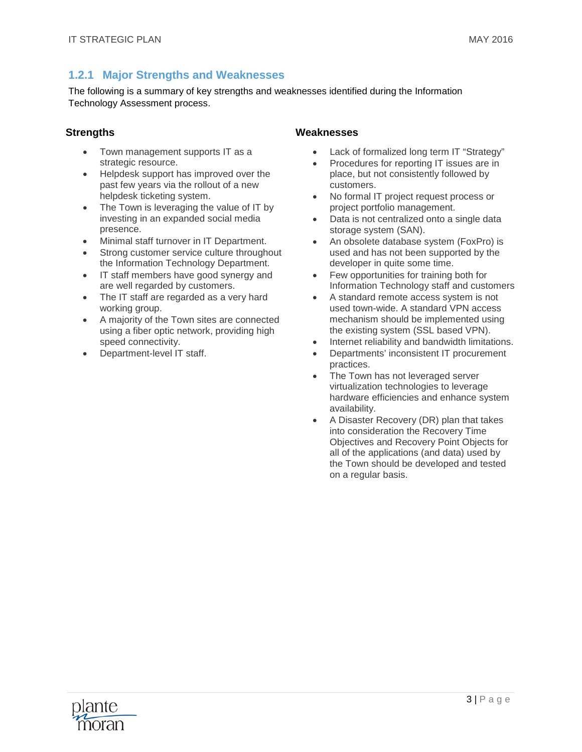### 1.2.1 Major Strengths and Weaknesses

The following is a summary of key strengths and weaknesses identified during the Information Technology Assessment process.

**Strengths**

- Town management supports IT as a strategic resource.
- Helpdesk support has improved over the past few years via the rollout of a new helpdesk ticketing system.
- The Town is leveraging the value of IT by investing in an expanded social media presence.
- Minimal staff turnover in IT Department.
- Strong customer service culture throughout the Information Technology Department.
- IT staff members have good synergy and are well regarded by customers.
- The IT staff are regarded as a very hard working group.
- A majority of the Town sites are connected using a fiber optic network, providing high speed connectivity.
- Department-level IT staff.

**Weaknesses**

- Lack of formalized long term IT "Strategy"
- Procedures for reporting IT issues are in place, but not consistently followed by customers.
- No formal IT project request process or project portfolio management.
- Data is not centralized onto a single data storage system (SAN).
- An obsolete database system (FoxPro) is used and has not been supported by the developer in quite some time.
- Few opportunities for training both for Information Technology staff and customers
- A standard remote access system is not used town-wide. A standard VPN access mechanism should be implemented using the existing system (SSL based VPN).
- Internet reliability and bandwidth limitations.
- Departments' inconsistent IT procurement practices.
- The Town has not leveraged server virtualization technologies to leverage hardware efficiencies and enhance system availability.
- A Disaster Recovery (DR) plan that takes into consideration the Recovery Time Objectives and Recovery Point Objects for all of the applications (and data) used by the Town should be developed and tested on a regular basis.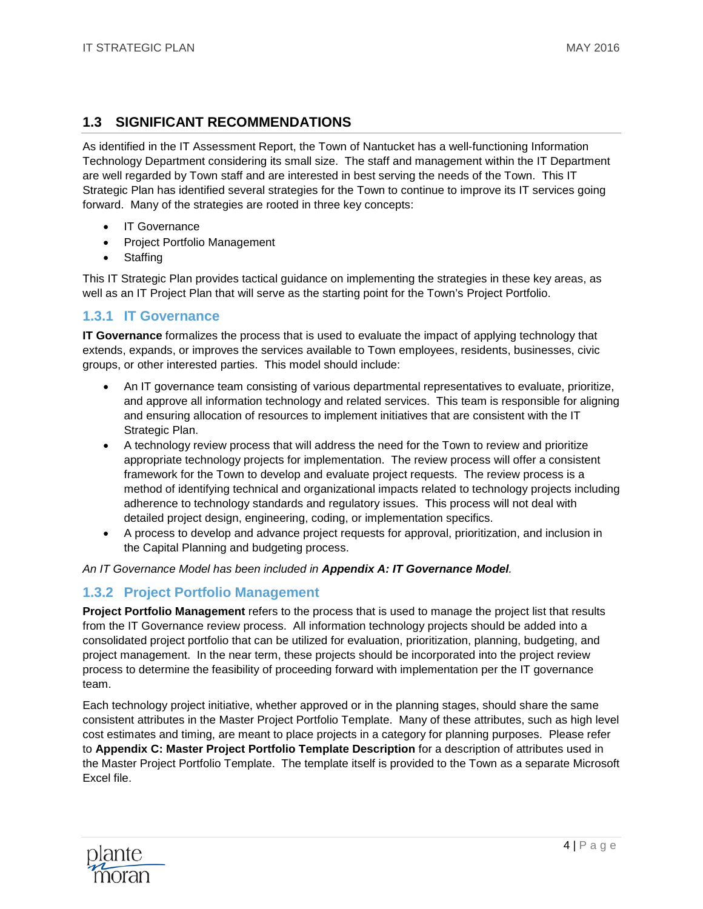## 1.3 SIGNIFICANT RECOMMENDATIONS

As identified in the IT Assessment Report, the Town of Nantucket has a well-functioning Information Technology Department considering its small size. The staff and management within the IT Department are well regarded by Town staff and are interested in best serving the needs of the Town. This IT Strategic Plan has identified several strategies for the Town to continue to improve its IT services going forward. Many of the strategies are rooted in three key concepts:

- IT Governance
- Project Portfolio Management
- Staffing

This IT Strategic Plan provides tactical guidance on implementing the strategies in these key areas, as well as an IT Project Plan that will serve as the starting point for the Town's Project Portfolio.

### 1.3.1 IT Governance

**IT Governance** formalizes the process that is used to evaluate the impact of applying technology that extends, expands, or improves the services available to Town employees, residents, businesses, civic groups, or other interested parties. This model should include:

- An IT governance team consisting of various departmental representatives to evaluate, prioritize, and approve all information technology and related services. This team is responsible for aligning and ensuring allocation of resources to implement initiatives that are consistent with the IT Strategic Plan.
- A technology review process that will address the need for the Town to review and prioritize appropriate technology projects for implementation. The review process will offer a consistent framework for the Town to develop and evaluate project requests. The review process is a method of identifying technical and organizational impacts related to technology projects including adherence to technology standards and regulatory issues. This process will not deal with detailed project design, engineering, coding, or implementation specifics.
- A process to develop and advance project requests for approval, prioritization, and inclusion in the Capital Planning and budgeting process.

*An IT Governance Model has been included in **Appendix A: IT Governance Model**.*

### 1.3.2 Project Portfolio Management

**Project Portfolio Management** refers to the process that is used to manage the project list that results from the IT Governance review process. All information technology projects should be added into a consolidated project portfolio that can be utilized for evaluation, prioritization, planning, budgeting, and project management. In the near term, these projects should be incorporated into the project review process to determine the feasibility of proceeding forward with implementation per the IT governance team.

Each technology project initiative, whether approved or in the planning stages, should share the same consistent attributes in the Master Project Portfolio Template. Many of these attributes, such as high level cost estimates and timing, are meant to place projects in a category for planning purposes. Please refer to **Appendix C: Master Project Portfolio Template Description** for a description of attributes used in the Master Project Portfolio Template. The template itself is provided to the Town as a separate Microsoft Excel file.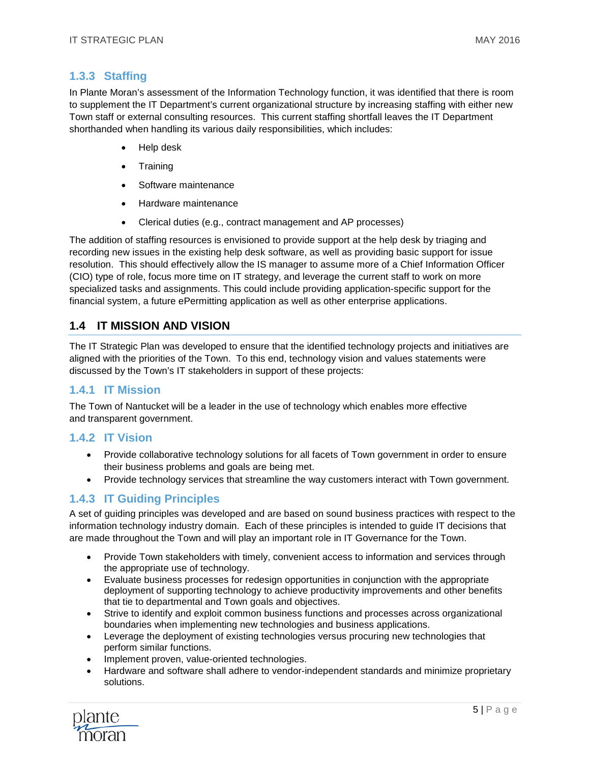### 1.3.3 Staffing

In Plante Moran's assessment of the Information Technology function, it was identified that there is room to supplement the IT Department's current organizational structure by increasing staffing with either new Town staff or external consulting resources. This current staffing shortfall leaves the IT Department shorthanded when handling its various daily responsibilities, which includes:

- Help desk
- Training
- Software maintenance
- Hardware maintenance
- Clerical duties (e.g., contract management and AP processes)

The addition of staffing resources is envisioned to provide support at the help desk by triaging and recording new issues in the existing help desk software, as well as providing basic support for issue resolution. This should effectively allow the IS manager to assume more of a Chief Information Officer (CIO) type of role, focus more time on IT strategy, and leverage the current staff to work on more specialized tasks and assignments. This could include providing application-specific support for the financial system, a future ePermitting application as well as other enterprise applications.

## 1.4 IT MISSION AND VISION

The IT Strategic Plan was developed to ensure that the identified technology projects and initiatives are aligned with the priorities of the Town. To this end, technology vision and values statements were discussed by the Town's IT stakeholders in support of these projects:

### 1.4.1 IT Mission

The Town of Nantucket will be a leader in the use of technology which enables more effective and transparent government.

### 1.4.2 IT Vision

- Provide collaborative technology solutions for all facets of Town government in order to ensure their business problems and goals are being met.
- Provide technology services that streamline the way customers interact with Town government.

### 1.4.3 IT Guiding Principles

A set of guiding principles was developed and are based on sound business practices with respect to the information technology industry domain. Each of these principles is intended to guide IT decisions that are made throughout the Town and will play an important role in IT Governance for the Town.

- Provide Town stakeholders with timely, convenient access to information and services through the appropriate use of technology.
- Evaluate business processes for redesign opportunities in conjunction with the appropriate deployment of supporting technology to achieve productivity improvements and other benefits that tie to departmental and Town goals and objectives.
- Strive to identify and exploit common business functions and processes across organizational boundaries when implementing new technologies and business applications.
- Leverage the deployment of existing technologies versus procuring new technologies that perform similar functions.
- Implement proven, value-oriented technologies.
- Hardware and software shall adhere to vendor-independent standards and minimize proprietary solutions.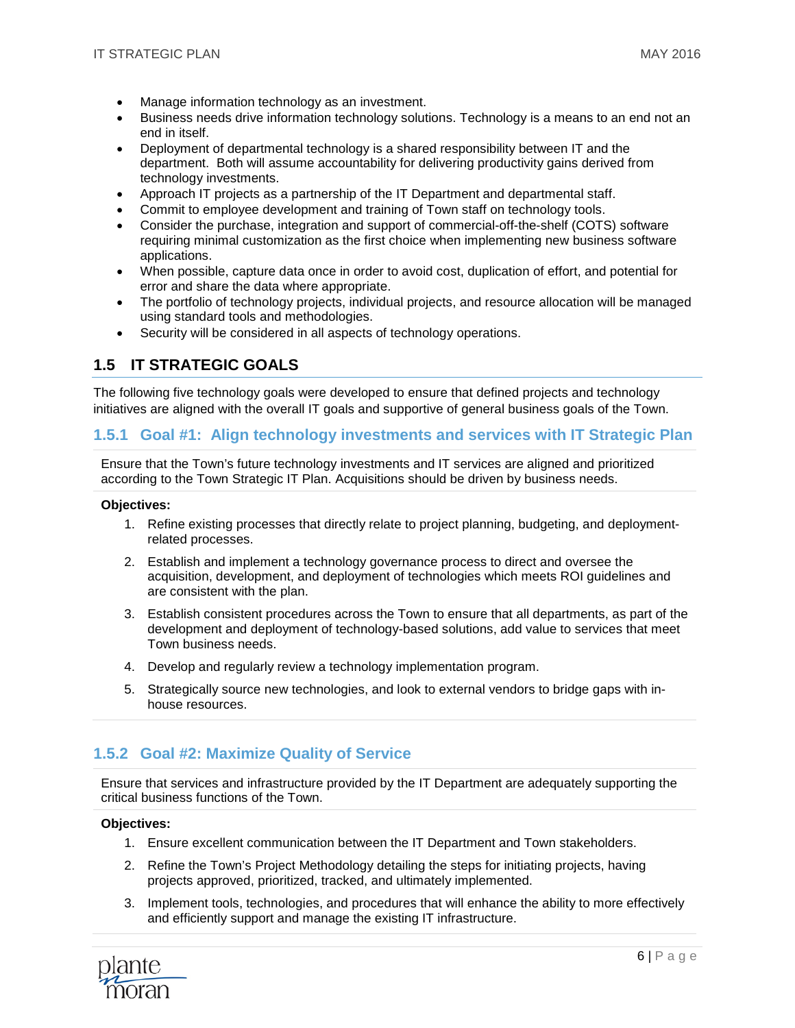- Manage information technology as an investment.
- Business needs drive information technology solutions. Technology is a means to an end not an end in itself.
- Deployment of departmental technology is a shared responsibility between IT and the department. Both will assume accountability for delivering productivity gains derived from technology investments.
- Approach IT projects as a partnership of the IT Department and departmental staff.
- Commit to employee development and training of Town staff on technology tools.
- Consider the purchase, integration and support of commercial-off-the-shelf (COTS) software requiring minimal customization as the first choice when implementing new business software applications.
- When possible, capture data once in order to avoid cost, duplication of effort, and potential for error and share the data where appropriate.
- The portfolio of technology projects, individual projects, and resource allocation will be managed using standard tools and methodologies.
- Security will be considered in all aspects of technology operations.

## 1.5 IT STRATEGIC GOALS

The following five technology goals were developed to ensure that defined projects and technology initiatives are aligned with the overall IT goals and supportive of general business goals of the Town.

### 1.5.1 Goal #1: Align technology investments and services with IT Strategic Plan

Ensure that the Town's future technology investments and IT services are aligned and prioritized according to the Town Strategic IT Plan. Acquisitions should be driven by business needs.

**Objectives:**

1. Refine existing processes that directly relate to project planning, budgeting, and deployment-related processes.
2. Establish and implement a technology governance process to direct and oversee the acquisition, development, and deployment of technologies which meets ROI guidelines and are consistent with the plan.
3. Establish consistent procedures across the Town to ensure that all departments, as part of the development and deployment of technology-based solutions, add value to services that meet Town business needs.
4. Develop and regularly review a technology implementation program.
5. Strategically source new technologies, and look to external vendors to bridge gaps with in-house resources.

### 1.5.2 Goal #2: Maximize Quality of Service

Ensure that services and infrastructure provided by the IT Department are adequately supporting the critical business functions of the Town.

**Objectives:**

1. Ensure excellent communication between the IT Department and Town stakeholders.
2. Refine the Town's Project Methodology detailing the steps for initiating projects, having projects approved, prioritized, tracked, and ultimately implemented.
3. Implement tools, technologies, and procedures that will enhance the ability to more effectively and efficiently support and manage the existing IT infrastructure.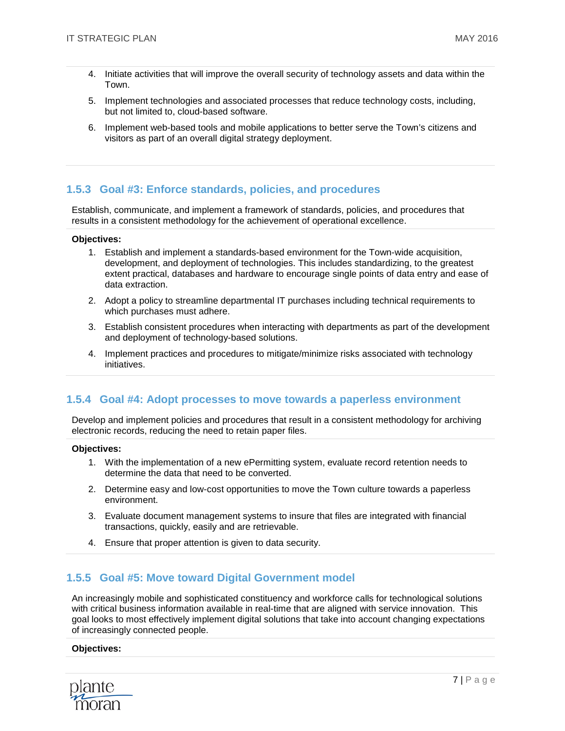4. Initiate activities that will improve the overall security of technology assets and data within the Town.

5. Implement technologies and associated processes that reduce technology costs, including, but not limited to, cloud-based software.

6. Implement web-based tools and mobile applications to better serve the Town's citizens and visitors as part of an overall digital strategy deployment.

### 1.5.3 Goal #3: Enforce standards, policies, and procedures

Establish, communicate, and implement a framework of standards, policies, and procedures that results in a consistent methodology for the achievement of operational excellence.

**Objectives:**

1. Establish and implement a standards-based environment for the Town-wide acquisition, development, and deployment of technologies. This includes standardizing, to the greatest extent practical, databases and hardware to encourage single points of data entry and ease of data extraction.

2. Adopt a policy to streamline departmental IT purchases including technical requirements to which purchases must adhere.

3. Establish consistent procedures when interacting with departments as part of the development and deployment of technology-based solutions.

4. Implement practices and procedures to mitigate/minimize risks associated with technology initiatives.

### 1.5.4 Goal #4: Adopt processes to move towards a paperless environment

Develop and implement policies and procedures that result in a consistent methodology for archiving electronic records, reducing the need to retain paper files.

**Objectives:**

1. With the implementation of a new ePermitting system, evaluate record retention needs to determine the data that need to be converted.

2. Determine easy and low-cost opportunities to move the Town culture towards a paperless environment.

3. Evaluate document management systems to insure that files are integrated with financial transactions, quickly, easily and are retrievable.

4. Ensure that proper attention is given to data security.

### 1.5.5 Goal #5: Move toward Digital Government model

An increasingly mobile and sophisticated constituency and workforce calls for technological solutions with critical business information available in real-time that are aligned with service innovation. This goal looks to most effectively implement digital solutions that take into account changing expectations of increasingly connected people.

**Objectives:**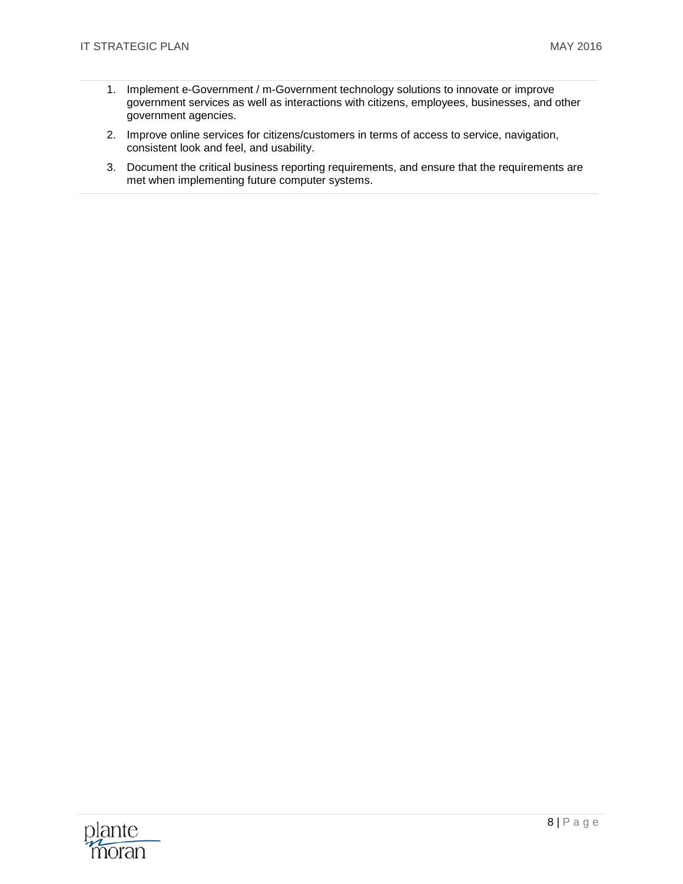1. Implement e-Government / m-Government technology solutions to innovate or improve government services as well as interactions with citizens, employees, businesses, and other government agencies.
2. Improve online services for citizens/customers in terms of access to service, navigation, consistent look and feel, and usability.
3. Document the critical business reporting requirements, and ensure that the requirements are met when implementing future computer systems.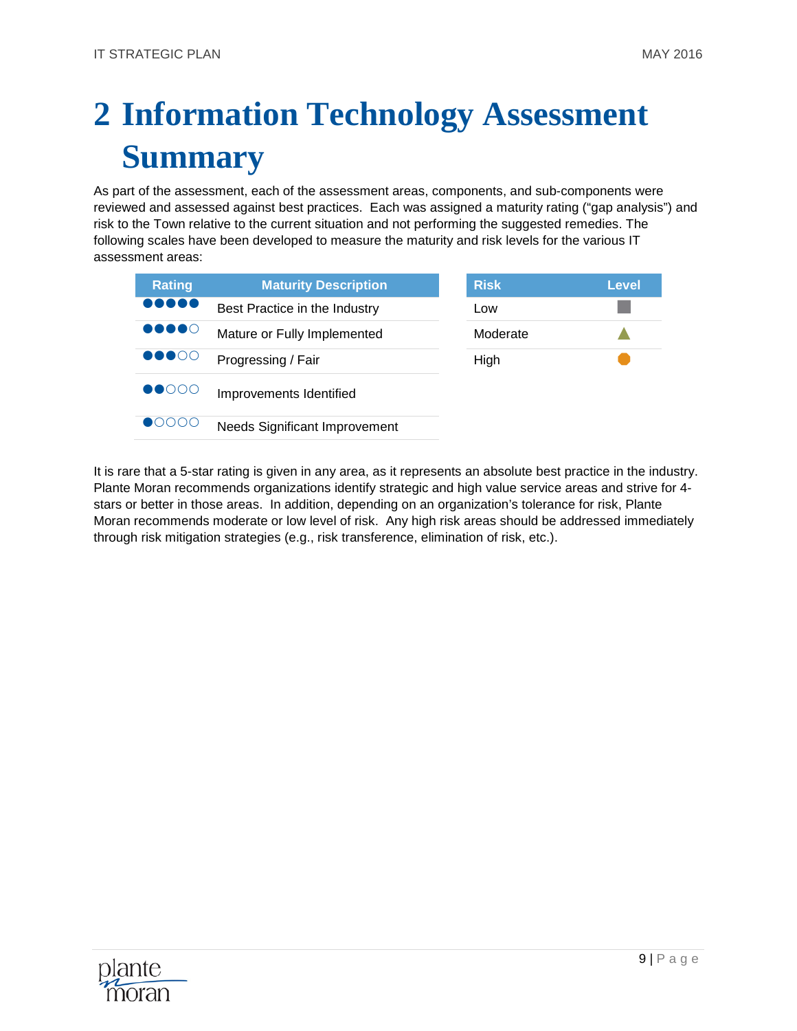# 2 Information Technology Assessment Summary

As part of the assessment, each of the assessment areas, components, and sub-components were reviewed and assessed against best practices. Each was assigned a maturity rating ("gap analysis") and risk to the Town relative to the current situation and not performing the suggested remedies. The following scales have been developed to measure the maturity and risk levels for the various IT assessment areas:

| Rating | Maturity Description |
|---|---|
| ●●●●● | Best Practice in the Industry |
| ●●●●○ | Mature or Fully Implemented |
| ●●●○○ | Progressing / Fair |
| ●●○○○ | Improvements Identified |
| ●○○○○ | Needs Significant Improvement |

| Risk | Level |
|---|---|
| Low | ■ |
| Moderate | ▲ |
| High | ⬣ |

It is rare that a 5-star rating is given in any area, as it represents an absolute best practice in the industry. Plante Moran recommends organizations identify strategic and high value service areas and strive for 4-stars or better in those areas. In addition, depending on an organization's tolerance for risk, Plante Moran recommends moderate or low level of risk. Any high risk areas should be addressed immediately through risk mitigation strategies (e.g., risk transference, elimination of risk, etc.).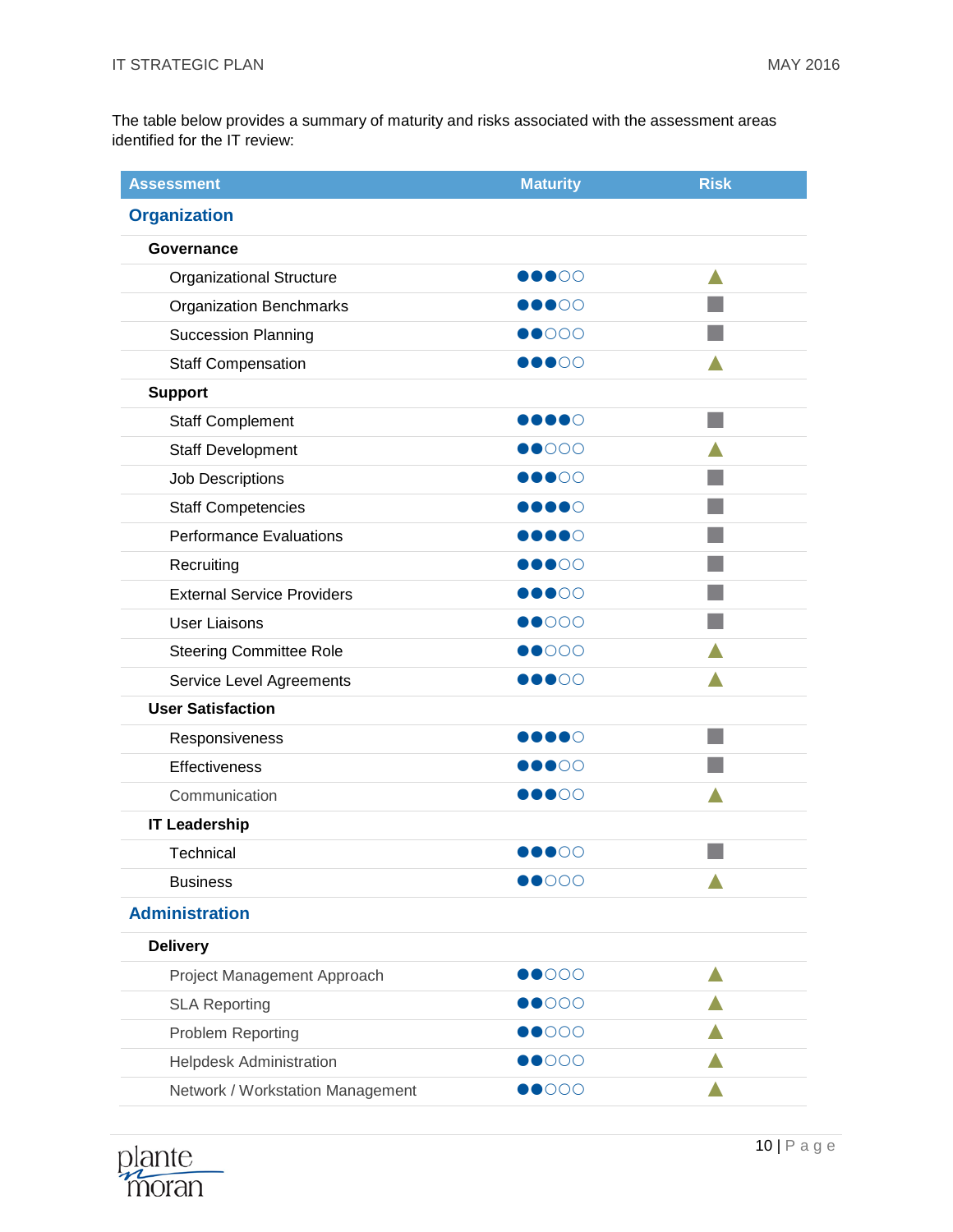The table below provides a summary of maturity and risks associated with the assessment areas identified for the IT review:

| Assessment | Maturity | Risk |
|---|---|---|
| **Organization** | | |
| **Governance** | | |
| Organizational Structure | ●●●○○ | ▲ |
| Organization Benchmarks | ●●●○○ | ■ |
| Succession Planning | ●●○○○ | ■ |
| Staff Compensation | ●●●○○ | ▲ |
| **Support** | | |
| Staff Complement | ●●●●○ | ■ |
| Staff Development | ●●○○○ | ▲ |
| Job Descriptions | ●●●○○ | ■ |
| Staff Competencies | ●●●●○ | ■ |
| Performance Evaluations | ●●●●○ | ■ |
| Recruiting | ●●●○○ | ■ |
| External Service Providers | ●●●○○ | ■ |
| User Liaisons | ●●○○○ | ■ |
| Steering Committee Role | ●●○○○ | ▲ |
| Service Level Agreements | ●●●○○ | ▲ |
| **User Satisfaction** | | |
| Responsiveness | ●●●●○ | ■ |
| Effectiveness | ●●●○○ | ■ |
| Communication | ●●●○○ | ▲ |
| **IT Leadership** | | |
| Technical | ●●●○○ | ■ |
| Business | ●●○○○ | ▲ |
| **Administration** | | |
| **Delivery** | | |
| Project Management Approach | ●●○○○ | ▲ |
| SLA Reporting | ●●○○○ | ▲ |
| Problem Reporting | ●●○○○ | ▲ |
| Helpdesk Administration | ●●○○○ | ▲ |
| Network / Workstation Management | ●●○○○ | ▲ |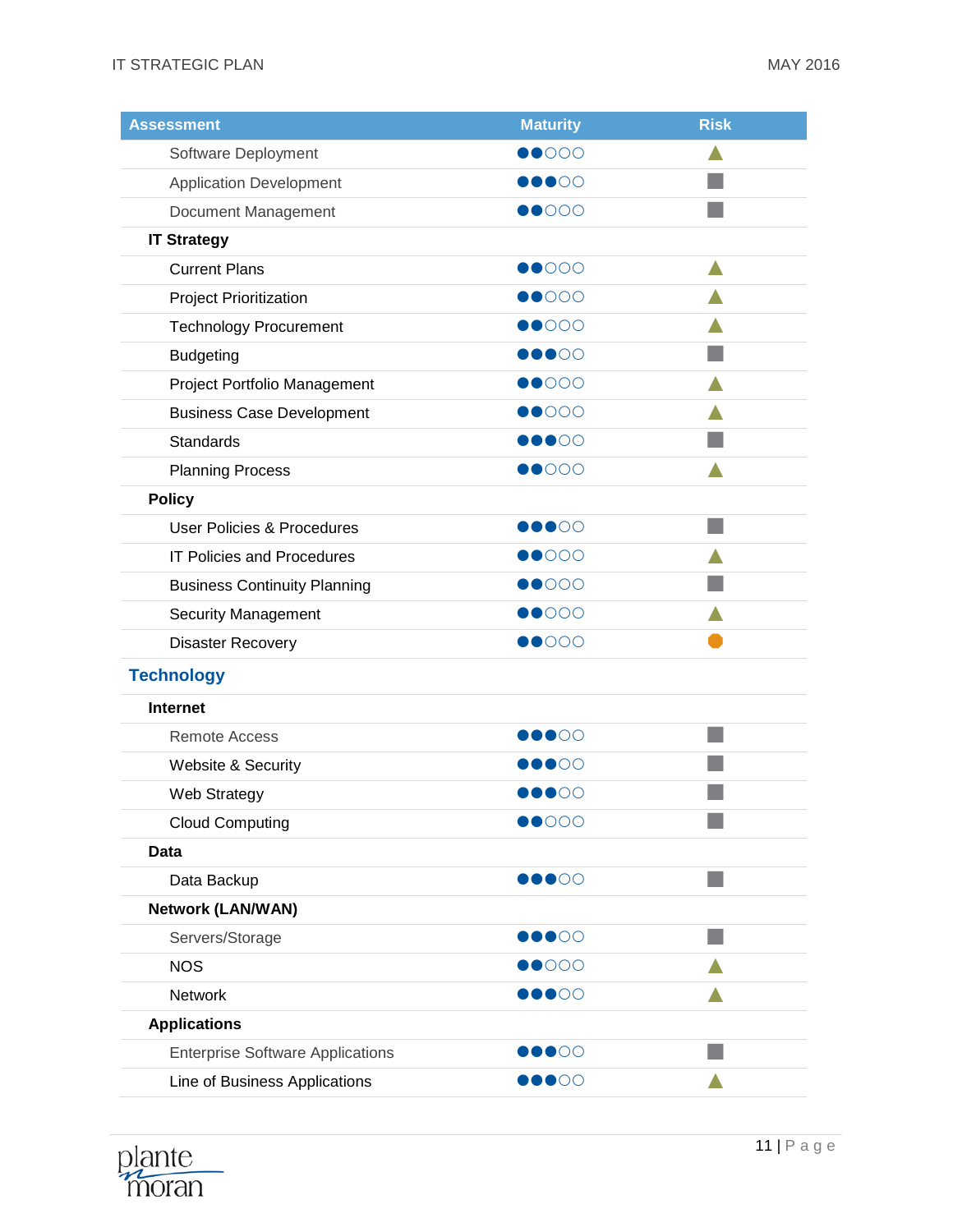| Assessment | Maturity | Risk |
|---|---|---|
| Software Deployment | ●●○○○ | ▲ |
| Application Development | ●●●○○ | ■ |
| Document Management | ●●○○○ | ■ |
| **IT Strategy** | | |
| Current Plans | ●●○○○ | ▲ |
| Project Prioritization | ●●○○○ | ▲ |
| Technology Procurement | ●●○○○ | ▲ |
| Budgeting | ●●●○○ | ■ |
| Project Portfolio Management | ●●○○○ | ▲ |
| Business Case Development | ●●○○○ | ▲ |
| Standards | ●●●○○ | ■ |
| Planning Process | ●●○○○ | ▲ |
| **Policy** | | |
| User Policies & Procedures | ●●●○○ | ■ |
| IT Policies and Procedures | ●●○○○ | ▲ |
| Business Continuity Planning | ●●○○○ | ■ |
| Security Management | ●●○○○ | ▲ |
| Disaster Recovery | ●●○○○ | ⬣ |
| **Technology** | | |
| **Internet** | | |
| Remote Access | ●●●○○ | ■ |
| Website & Security | ●●●○○ | ■ |
| Web Strategy | ●●●○○ | ■ |
| Cloud Computing | ●●○○○ | ■ |
| **Data** | | |
| Data Backup | ●●●○○ | ■ |
| **Network (LAN/WAN)** | | |
| Servers/Storage | ●●●○○ | ■ |
| NOS | ●●○○○ | ▲ |
| Network | ●●●○○ | ▲ |
| **Applications** | | |
| Enterprise Software Applications | ●●●○○ | ■ |
| Line of Business Applications | ●●●○○ | ▲ |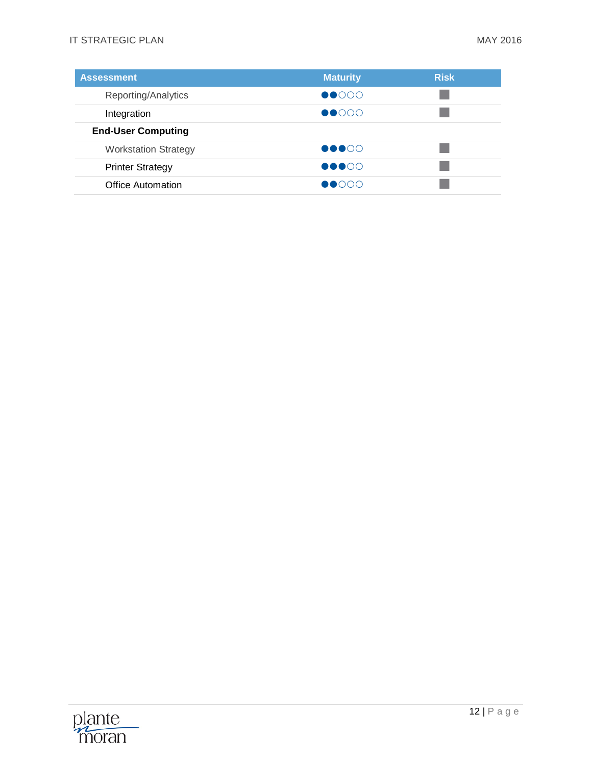| Assessment | Maturity | Risk |
| --- | --- | --- |
| Reporting/Analytics | ●●○○○ | ■ |
| Integration | ●●○○○ | ■ |
| **End-User Computing** | | |
| Workstation Strategy | ●●●○○ | ■ |
| Printer Strategy | ●●●○○ | ■ |
| Office Automation | ●●○○○ | ■ |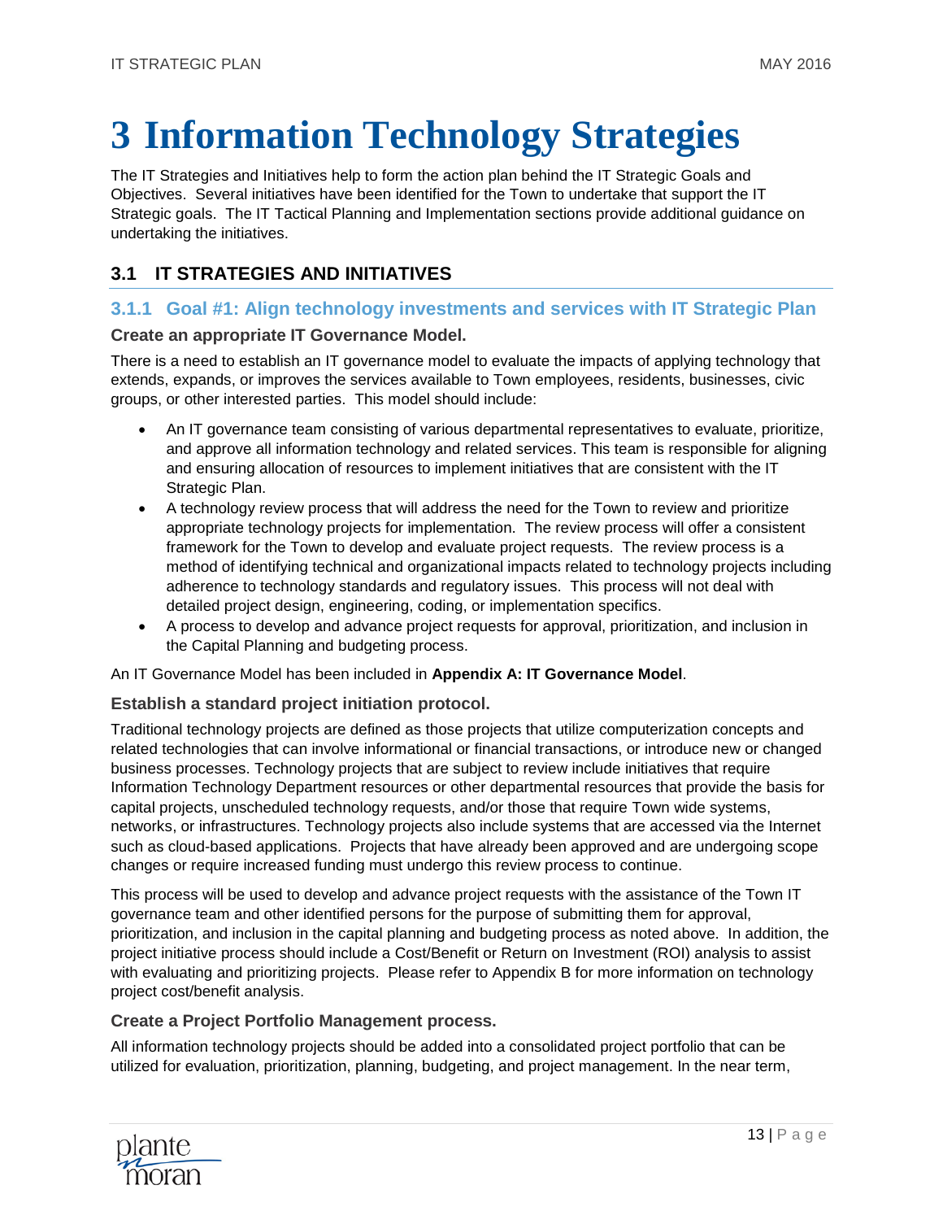# 3 Information Technology Strategies

The IT Strategies and Initiatives help to form the action plan behind the IT Strategic Goals and Objectives. Several initiatives have been identified for the Town to undertake that support the IT Strategic goals. The IT Tactical Planning and Implementation sections provide additional guidance on undertaking the initiatives.

## 3.1 IT STRATEGIES AND INITIATIVES

### 3.1.1 Goal #1: Align technology investments and services with IT Strategic Plan

#### Create an appropriate IT Governance Model.

There is a need to establish an IT governance model to evaluate the impacts of applying technology that extends, expands, or improves the services available to Town employees, residents, businesses, civic groups, or other interested parties. This model should include:

- An IT governance team consisting of various departmental representatives to evaluate, prioritize, and approve all information technology and related services. This team is responsible for aligning and ensuring allocation of resources to implement initiatives that are consistent with the IT Strategic Plan.
- A technology review process that will address the need for the Town to review and prioritize appropriate technology projects for implementation. The review process will offer a consistent framework for the Town to develop and evaluate project requests. The review process is a method of identifying technical and organizational impacts related to technology projects including adherence to technology standards and regulatory issues. This process will not deal with detailed project design, engineering, coding, or implementation specifics.
- A process to develop and advance project requests for approval, prioritization, and inclusion in the Capital Planning and budgeting process.

An IT Governance Model has been included in **Appendix A: IT Governance Model**.

#### Establish a standard project initiation protocol.

Traditional technology projects are defined as those projects that utilize computerization concepts and related technologies that can involve informational or financial transactions, or introduce new or changed business processes. Technology projects that are subject to review include initiatives that require Information Technology Department resources or other departmental resources that provide the basis for capital projects, unscheduled technology requests, and/or those that require Town wide systems, networks, or infrastructures. Technology projects also include systems that are accessed via the Internet such as cloud-based applications. Projects that have already been approved and are undergoing scope changes or require increased funding must undergo this review process to continue.

This process will be used to develop and advance project requests with the assistance of the Town IT governance team and other identified persons for the purpose of submitting them for approval, prioritization, and inclusion in the capital planning and budgeting process as noted above. In addition, the project initiative process should include a Cost/Benefit or Return on Investment (ROI) analysis to assist with evaluating and prioritizing projects. Please refer to Appendix B for more information on technology project cost/benefit analysis.

#### Create a Project Portfolio Management process.

All information technology projects should be added into a consolidated project portfolio that can be utilized for evaluation, prioritization, planning, budgeting, and project management. In the near term,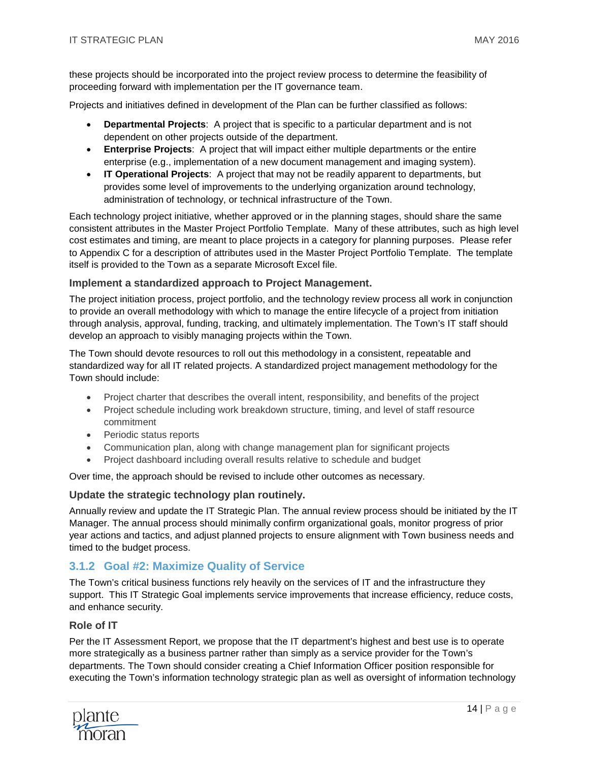these projects should be incorporated into the project review process to determine the feasibility of proceeding forward with implementation per the IT governance team.

Projects and initiatives defined in development of the Plan can be further classified as follows:

- **Departmental Projects**: A project that is specific to a particular department and is not dependent on other projects outside of the department.
- **Enterprise Projects**: A project that will impact either multiple departments or the entire enterprise (e.g., implementation of a new document management and imaging system).
- **IT Operational Projects**: A project that may not be readily apparent to departments, but provides some level of improvements to the underlying organization around technology, administration of technology, or technical infrastructure of the Town.

Each technology project initiative, whether approved or in the planning stages, should share the same consistent attributes in the Master Project Portfolio Template. Many of these attributes, such as high level cost estimates and timing, are meant to place projects in a category for planning purposes. Please refer to Appendix C for a description of attributes used in the Master Project Portfolio Template. The template itself is provided to the Town as a separate Microsoft Excel file.

#### Implement a standardized approach to Project Management.

The project initiation process, project portfolio, and the technology review process all work in conjunction to provide an overall methodology with which to manage the entire lifecycle of a project from initiation through analysis, approval, funding, tracking, and ultimately implementation. The Town's IT staff should develop an approach to visibly managing projects within the Town.

The Town should devote resources to roll out this methodology in a consistent, repeatable and standardized way for all IT related projects. A standardized project management methodology for the Town should include:

- Project charter that describes the overall intent, responsibility, and benefits of the project
- Project schedule including work breakdown structure, timing, and level of staff resource commitment
- Periodic status reports
- Communication plan, along with change management plan for significant projects
- Project dashboard including overall results relative to schedule and budget

Over time, the approach should be revised to include other outcomes as necessary.

#### Update the strategic technology plan routinely.

Annually review and update the IT Strategic Plan. The annual review process should be initiated by the IT Manager. The annual process should minimally confirm organizational goals, monitor progress of prior year actions and tactics, and adjust planned projects to ensure alignment with Town business needs and timed to the budget process.

### 3.1.2 Goal #2: Maximize Quality of Service

The Town's critical business functions rely heavily on the services of IT and the infrastructure they support. This IT Strategic Goal implements service improvements that increase efficiency, reduce costs, and enhance security.

#### Role of IT

Per the IT Assessment Report, we propose that the IT department's highest and best use is to operate more strategically as a business partner rather than simply as a service provider for the Town's departments. The Town should consider creating a Chief Information Officer position responsible for executing the Town's information technology strategic plan as well as oversight of information technology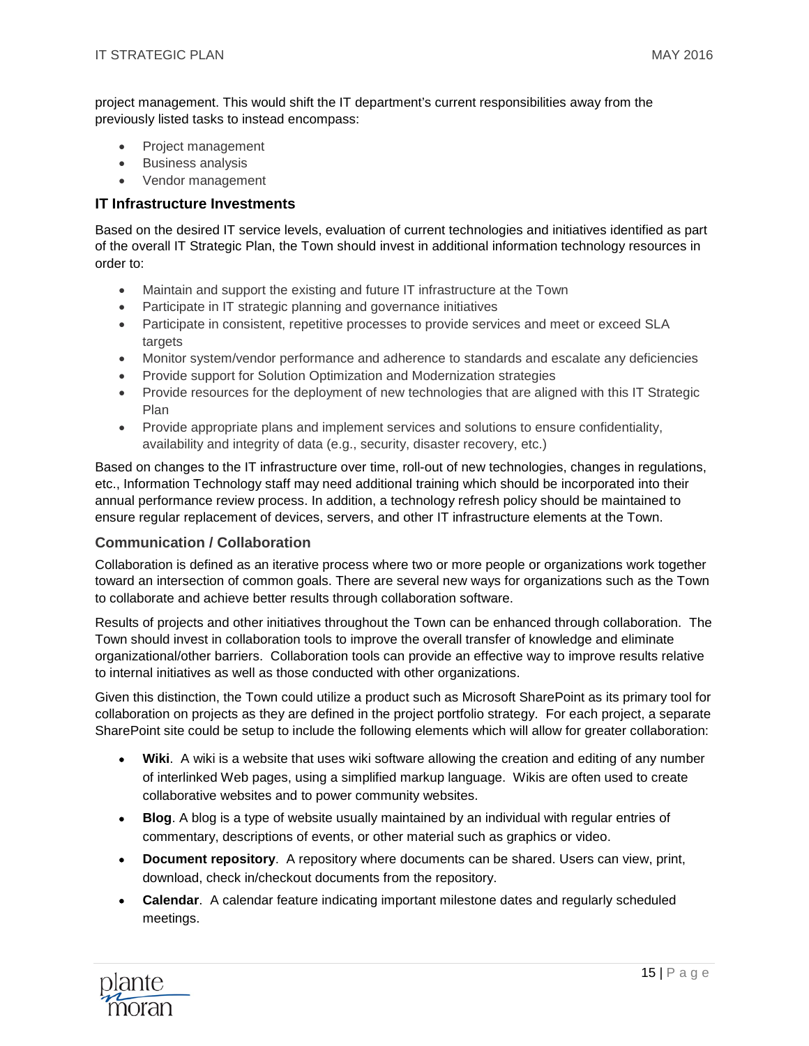project management. This would shift the IT department's current responsibilities away from the previously listed tasks to instead encompass:

- Project management
- Business analysis
- Vendor management

### IT Infrastructure Investments

Based on the desired IT service levels, evaluation of current technologies and initiatives identified as part of the overall IT Strategic Plan, the Town should invest in additional information technology resources in order to:

- Maintain and support the existing and future IT infrastructure at the Town
- Participate in IT strategic planning and governance initiatives
- Participate in consistent, repetitive processes to provide services and meet or exceed SLA targets
- Monitor system/vendor performance and adherence to standards and escalate any deficiencies
- Provide support for Solution Optimization and Modernization strategies
- Provide resources for the deployment of new technologies that are aligned with this IT Strategic Plan
- Provide appropriate plans and implement services and solutions to ensure confidentiality, availability and integrity of data (e.g., security, disaster recovery, etc.)

Based on changes to the IT infrastructure over time, roll-out of new technologies, changes in regulations, etc., Information Technology staff may need additional training which should be incorporated into their annual performance review process. In addition, a technology refresh policy should be maintained to ensure regular replacement of devices, servers, and other IT infrastructure elements at the Town.

### Communication / Collaboration

Collaboration is defined as an iterative process where two or more people or organizations work together toward an intersection of common goals. There are several new ways for organizations such as the Town to collaborate and achieve better results through collaboration software.

Results of projects and other initiatives throughout the Town can be enhanced through collaboration. The Town should invest in collaboration tools to improve the overall transfer of knowledge and eliminate organizational/other barriers. Collaboration tools can provide an effective way to improve results relative to internal initiatives as well as those conducted with other organizations.

Given this distinction, the Town could utilize a product such as Microsoft SharePoint as its primary tool for collaboration on projects as they are defined in the project portfolio strategy. For each project, a separate SharePoint site could be setup to include the following elements which will allow for greater collaboration:

- **Wiki**. A wiki is a website that uses wiki software allowing the creation and editing of any number of interlinked Web pages, using a simplified markup language. Wikis are often used to create collaborative websites and to power community websites.
- **Blog**. A blog is a type of website usually maintained by an individual with regular entries of commentary, descriptions of events, or other material such as graphics or video.
- **Document repository**. A repository where documents can be shared. Users can view, print, download, check in/checkout documents from the repository.
- **Calendar**. A calendar feature indicating important milestone dates and regularly scheduled meetings.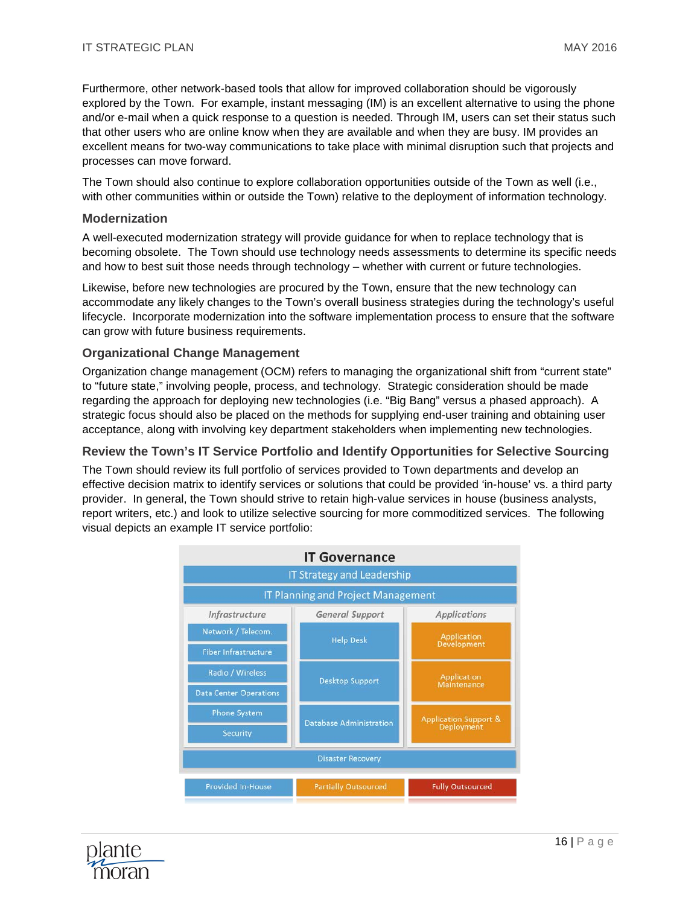Furthermore, other network-based tools that allow for improved collaboration should be vigorously explored by the Town. For example, instant messaging (IM) is an excellent alternative to using the phone and/or e-mail when a quick response to a question is needed. Through IM, users can set their status such that other users who are online know when they are available and when they are busy. IM provides an excellent means for two-way communications to take place with minimal disruption such that projects and processes can move forward.

The Town should also continue to explore collaboration opportunities outside of the Town as well (i.e., with other communities within or outside the Town) relative to the deployment of information technology.

### Modernization

A well-executed modernization strategy will provide guidance for when to replace technology that is becoming obsolete. The Town should use technology needs assessments to determine its specific needs and how to best suit those needs through technology – whether with current or future technologies.

Likewise, before new technologies are procured by the Town, ensure that the new technology can accommodate any likely changes to the Town's overall business strategies during the technology's useful lifecycle. Incorporate modernization into the software implementation process to ensure that the software can grow with future business requirements.

### Organizational Change Management

Organization change management (OCM) refers to managing the organizational shift from "current state" to "future state," involving people, process, and technology. Strategic consideration should be made regarding the approach for deploying new technologies (i.e. "Big Bang" versus a phased approach). A strategic focus should also be placed on the methods for supplying end-user training and obtaining user acceptance, along with involving key department stakeholders when implementing new technologies.

### Review the Town's IT Service Portfolio and Identify Opportunities for Selective Sourcing

The Town should review its full portfolio of services provided to Town departments and develop an effective decision matrix to identify services or solutions that could be provided 'in-house' vs. a third party provider. In general, the Town should strive to retain high-value services in house (business analysts, report writers, etc.) and look to utilize selective sourcing for more commoditized services. The following visual depicts an example IT service portfolio:

**IT Governance**

IT Strategy and Leadership

IT Planning and Project Management

| *Infrastructure* | *General Support* | *Applications* |
|---|---|---|
| Network / Telecom. | Help Desk | Application Development |
| Fiber Infrastructure | | |
| Radio / Wireless | Desktop Support | Application Maintenance |
| Data Center Operations | | |
| Phone System | Database Administration | Application Support & Deployment |
| Security | | |

Disaster Recovery

Provided In-House | Partially Outsourced | Fully Outsourced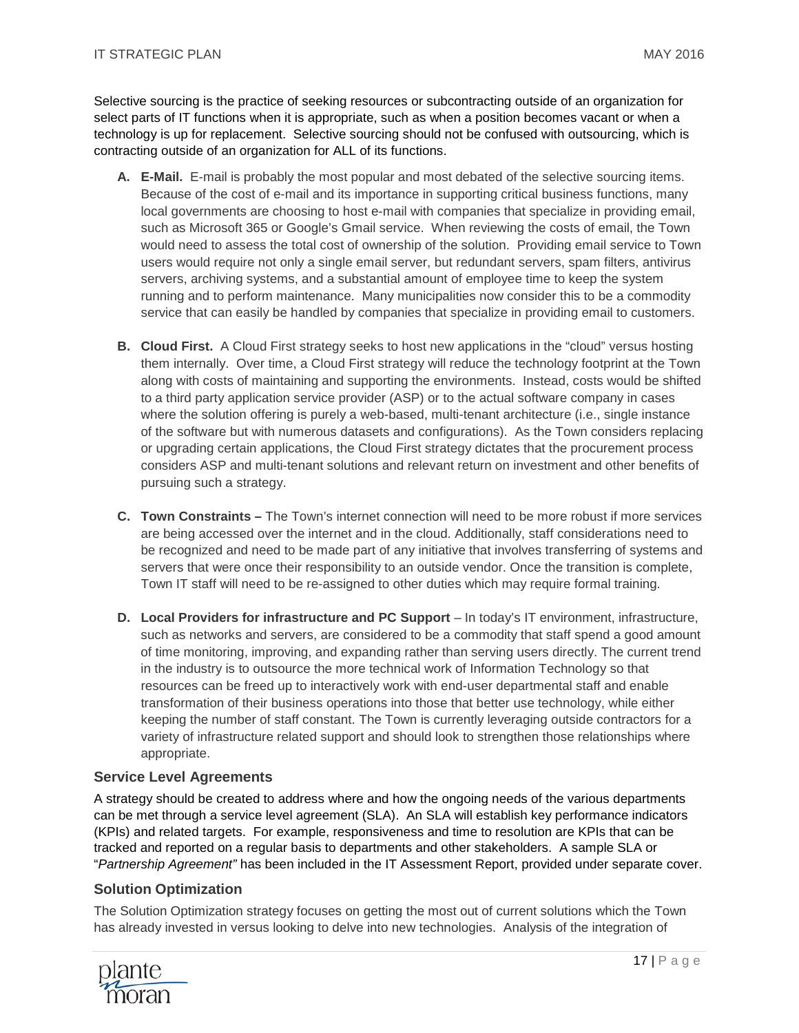Selective sourcing is the practice of seeking resources or subcontracting outside of an organization for select parts of IT functions when it is appropriate, such as when a position becomes vacant or when a technology is up for replacement. Selective sourcing should not be confused with outsourcing, which is contracting outside of an organization for ALL of its functions.

A. **E-Mail.** E-mail is probably the most popular and most debated of the selective sourcing items. Because of the cost of e-mail and its importance in supporting critical business functions, many local governments are choosing to host e-mail with companies that specialize in providing email, such as Microsoft 365 or Google's Gmail service. When reviewing the costs of email, the Town would need to assess the total cost of ownership of the solution. Providing email service to Town users would require not only a single email server, but redundant servers, spam filters, antivirus servers, archiving systems, and a substantial amount of employee time to keep the system running and to perform maintenance. Many municipalities now consider this to be a commodity service that can easily be handled by companies that specialize in providing email to customers.

B. **Cloud First.** A Cloud First strategy seeks to host new applications in the "cloud" versus hosting them internally. Over time, a Cloud First strategy will reduce the technology footprint at the Town along with costs of maintaining and supporting the environments. Instead, costs would be shifted to a third party application service provider (ASP) or to the actual software company in cases where the solution offering is purely a web-based, multi-tenant architecture (i.e., single instance of the software but with numerous datasets and configurations). As the Town considers replacing or upgrading certain applications, the Cloud First strategy dictates that the procurement process considers ASP and multi-tenant solutions and relevant return on investment and other benefits of pursuing such a strategy.

C. **Town Constraints –** The Town's internet connection will need to be more robust if more services are being accessed over the internet and in the cloud. Additionally, staff considerations need to be recognized and need to be made part of any initiative that involves transferring of systems and servers that were once their responsibility to an outside vendor. Once the transition is complete, Town IT staff will need to be re-assigned to other duties which may require formal training.

D. **Local Providers for infrastructure and PC Support** – In today's IT environment, infrastructure, such as networks and servers, are considered to be a commodity that staff spend a good amount of time monitoring, improving, and expanding rather than serving users directly. The current trend in the industry is to outsource the more technical work of Information Technology so that resources can be freed up to interactively work with end-user departmental staff and enable transformation of their business operations into those that better use technology, while either keeping the number of staff constant. The Town is currently leveraging outside contractors for a variety of infrastructure related support and should look to strengthen those relationships where appropriate.

### Service Level Agreements

A strategy should be created to address where and how the ongoing needs of the various departments can be met through a service level agreement (SLA). An SLA will establish key performance indicators (KPIs) and related targets. For example, responsiveness and time to resolution are KPIs that can be tracked and reported on a regular basis to departments and other stakeholders. A sample SLA or "*Partnership Agreement"* has been included in the IT Assessment Report, provided under separate cover.

### Solution Optimization

The Solution Optimization strategy focuses on getting the most out of current solutions which the Town has already invested in versus looking to delve into new technologies. Analysis of the integration of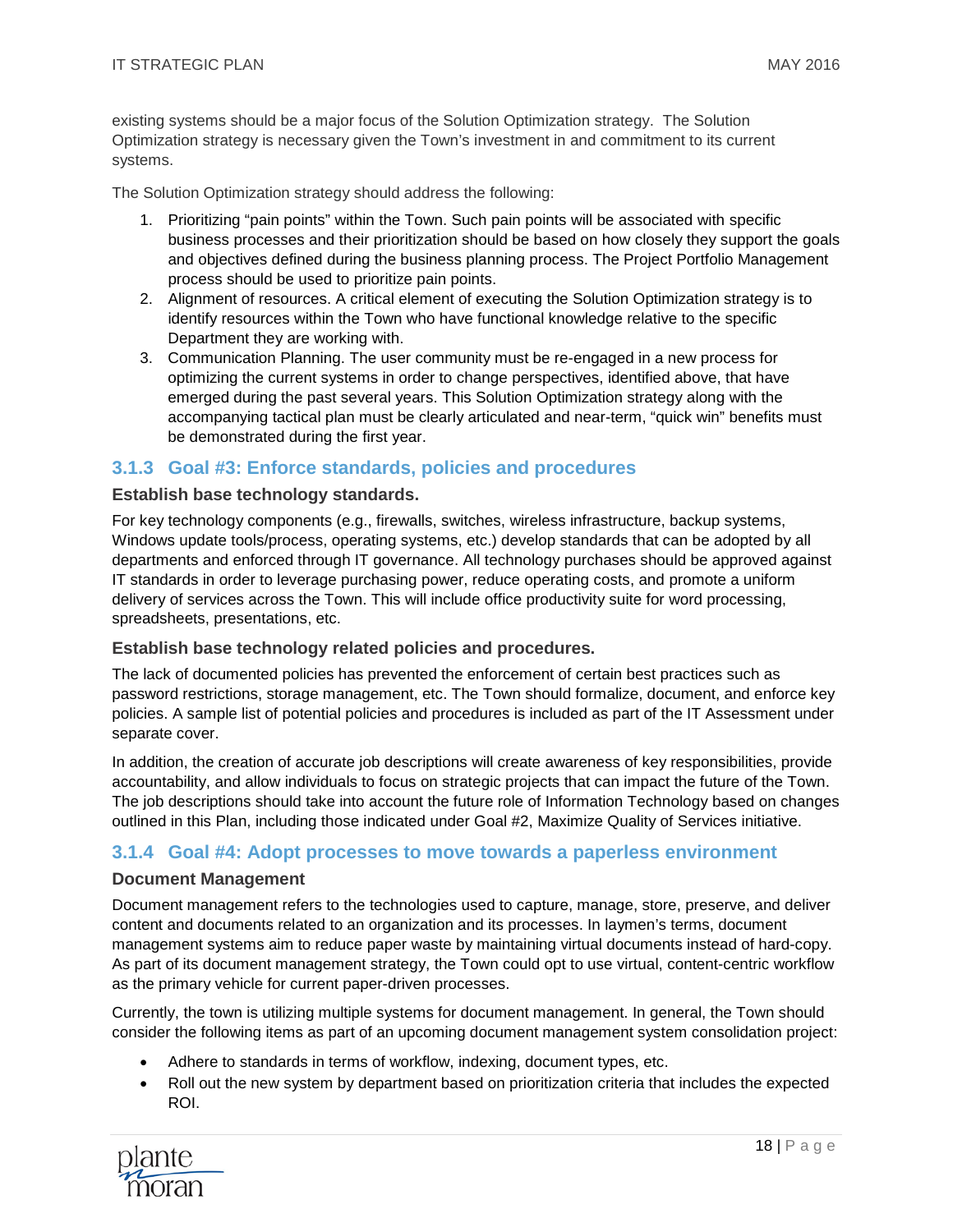existing systems should be a major focus of the Solution Optimization strategy. The Solution Optimization strategy is necessary given the Town's investment in and commitment to its current systems.

The Solution Optimization strategy should address the following:

1. Prioritizing "pain points" within the Town. Such pain points will be associated with specific business processes and their prioritization should be based on how closely they support the goals and objectives defined during the business planning process. The Project Portfolio Management process should be used to prioritize pain points.
2. Alignment of resources. A critical element of executing the Solution Optimization strategy is to identify resources within the Town who have functional knowledge relative to the specific Department they are working with.
3. Communication Planning. The user community must be re-engaged in a new process for optimizing the current systems in order to change perspectives, identified above, that have emerged during the past several years. This Solution Optimization strategy along with the accompanying tactical plan must be clearly articulated and near-term, "quick win" benefits must be demonstrated during the first year.

### 3.1.3 Goal #3: Enforce standards, policies and procedures

#### Establish base technology standards.

For key technology components (e.g., firewalls, switches, wireless infrastructure, backup systems, Windows update tools/process, operating systems, etc.) develop standards that can be adopted by all departments and enforced through IT governance. All technology purchases should be approved against IT standards in order to leverage purchasing power, reduce operating costs, and promote a uniform delivery of services across the Town. This will include office productivity suite for word processing, spreadsheets, presentations, etc.

#### Establish base technology related policies and procedures.

The lack of documented policies has prevented the enforcement of certain best practices such as password restrictions, storage management, etc. The Town should formalize, document, and enforce key policies. A sample list of potential policies and procedures is included as part of the IT Assessment under separate cover.

In addition, the creation of accurate job descriptions will create awareness of key responsibilities, provide accountability, and allow individuals to focus on strategic projects that can impact the future of the Town. The job descriptions should take into account the future role of Information Technology based on changes outlined in this Plan, including those indicated under Goal #2, Maximize Quality of Services initiative.

### 3.1.4 Goal #4: Adopt processes to move towards a paperless environment

#### Document Management

Document management refers to the technologies used to capture, manage, store, preserve, and deliver content and documents related to an organization and its processes. In laymen's terms, document management systems aim to reduce paper waste by maintaining virtual documents instead of hard-copy. As part of its document management strategy, the Town could opt to use virtual, content-centric workflow as the primary vehicle for current paper-driven processes.

Currently, the town is utilizing multiple systems for document management. In general, the Town should consider the following items as part of an upcoming document management system consolidation project:

- Adhere to standards in terms of workflow, indexing, document types, etc.
- Roll out the new system by department based on prioritization criteria that includes the expected ROI.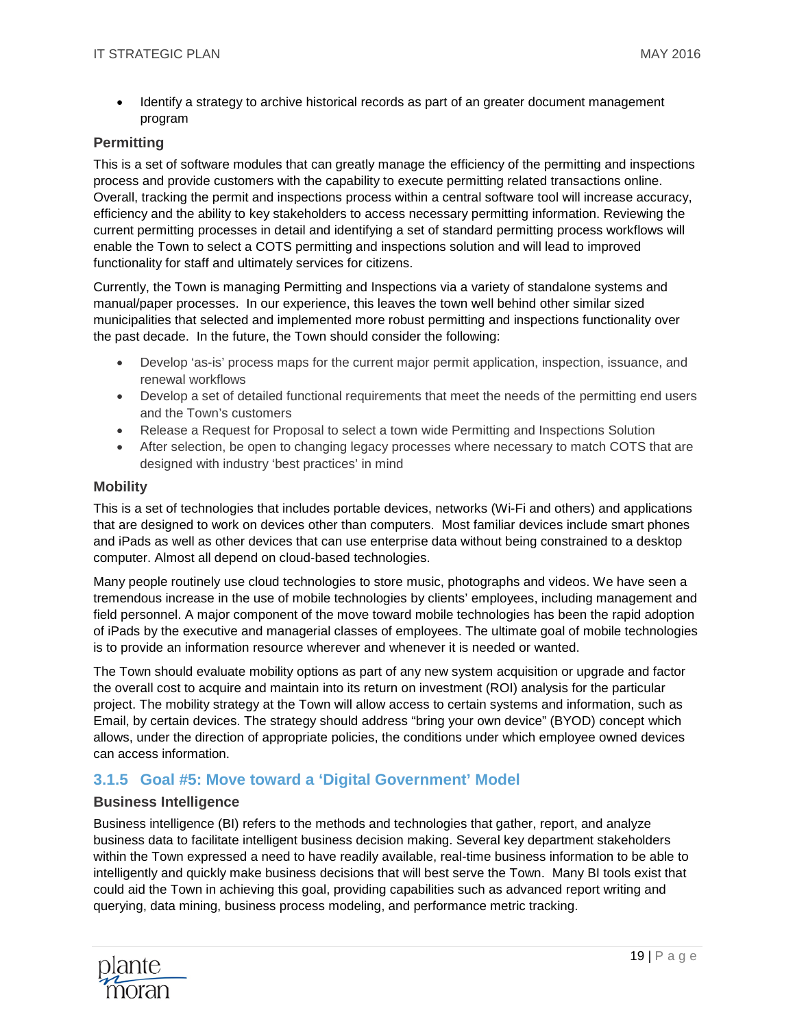- Identify a strategy to archive historical records as part of an greater document management program

### Permitting

This is a set of software modules that can greatly manage the efficiency of the permitting and inspections process and provide customers with the capability to execute permitting related transactions online. Overall, tracking the permit and inspections process within a central software tool will increase accuracy, efficiency and the ability to key stakeholders to access necessary permitting information. Reviewing the current permitting processes in detail and identifying a set of standard permitting process workflows will enable the Town to select a COTS permitting and inspections solution and will lead to improved functionality for staff and ultimately services for citizens.

Currently, the Town is managing Permitting and Inspections via a variety of standalone systems and manual/paper processes. In our experience, this leaves the town well behind other similar sized municipalities that selected and implemented more robust permitting and inspections functionality over the past decade. In the future, the Town should consider the following:

- Develop 'as-is' process maps for the current major permit application, inspection, issuance, and renewal workflows
- Develop a set of detailed functional requirements that meet the needs of the permitting end users and the Town's customers
- Release a Request for Proposal to select a town wide Permitting and Inspections Solution
- After selection, be open to changing legacy processes where necessary to match COTS that are designed with industry 'best practices' in mind

### Mobility

This is a set of technologies that includes portable devices, networks (Wi-Fi and others) and applications that are designed to work on devices other than computers. Most familiar devices include smart phones and iPads as well as other devices that can use enterprise data without being constrained to a desktop computer. Almost all depend on cloud-based technologies.

Many people routinely use cloud technologies to store music, photographs and videos. We have seen a tremendous increase in the use of mobile technologies by clients' employees, including management and field personnel. A major component of the move toward mobile technologies has been the rapid adoption of iPads by the executive and managerial classes of employees. The ultimate goal of mobile technologies is to provide an information resource wherever and whenever it is needed or wanted.

The Town should evaluate mobility options as part of any new system acquisition or upgrade and factor the overall cost to acquire and maintain into its return on investment (ROI) analysis for the particular project. The mobility strategy at the Town will allow access to certain systems and information, such as Email, by certain devices. The strategy should address "bring your own device" (BYOD) concept which allows, under the direction of appropriate policies, the conditions under which employee owned devices can access information.

## 3.1.5 Goal #5: Move toward a 'Digital Government' Model

### Business Intelligence

Business intelligence (BI) refers to the methods and technologies that gather, report, and analyze business data to facilitate intelligent business decision making. Several key department stakeholders within the Town expressed a need to have readily available, real-time business information to be able to intelligently and quickly make business decisions that will best serve the Town. Many BI tools exist that could aid the Town in achieving this goal, providing capabilities such as advanced report writing and querying, data mining, business process modeling, and performance metric tracking.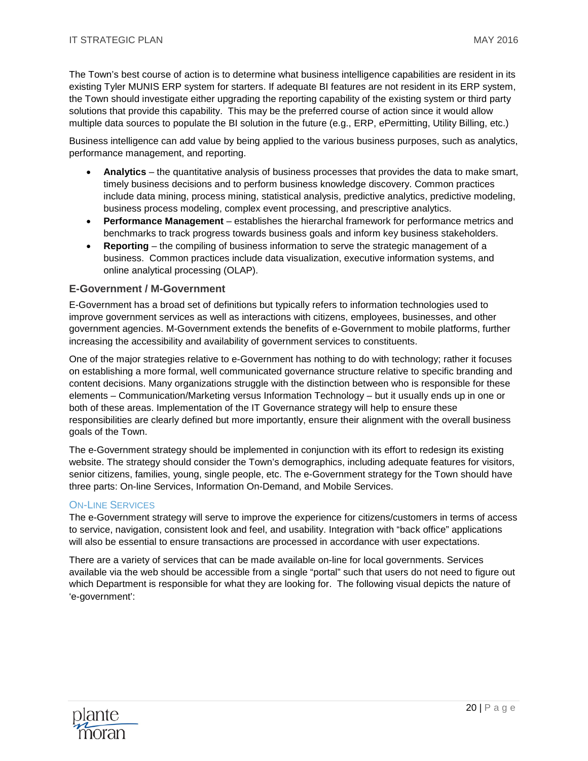The Town's best course of action is to determine what business intelligence capabilities are resident in its existing Tyler MUNIS ERP system for starters. If adequate BI features are not resident in its ERP system, the Town should investigate either upgrading the reporting capability of the existing system or third party solutions that provide this capability. This may be the preferred course of action since it would allow multiple data sources to populate the BI solution in the future (e.g., ERP, ePermitting, Utility Billing, etc.)

Business intelligence can add value by being applied to the various business purposes, such as analytics, performance management, and reporting.

- **Analytics** – the quantitative analysis of business processes that provides the data to make smart, timely business decisions and to perform business knowledge discovery. Common practices include data mining, process mining, statistical analysis, predictive analytics, predictive modeling, business process modeling, complex event processing, and prescriptive analytics.
- **Performance Management** – establishes the hierarchal framework for performance metrics and benchmarks to track progress towards business goals and inform key business stakeholders.
- **Reporting** – the compiling of business information to serve the strategic management of a business. Common practices include data visualization, executive information systems, and online analytical processing (OLAP).

### E-Government / M-Government

E-Government has a broad set of definitions but typically refers to information technologies used to improve government services as well as interactions with citizens, employees, businesses, and other government agencies. M-Government extends the benefits of e-Government to mobile platforms, further increasing the accessibility and availability of government services to constituents.

One of the major strategies relative to e-Government has nothing to do with technology; rather it focuses on establishing a more formal, well communicated governance structure relative to specific branding and content decisions. Many organizations struggle with the distinction between who is responsible for these elements – Communication/Marketing versus Information Technology – but it usually ends up in one or both of these areas. Implementation of the IT Governance strategy will help to ensure these responsibilities are clearly defined but more importantly, ensure their alignment with the overall business goals of the Town.

The e-Government strategy should be implemented in conjunction with its effort to redesign its existing website. The strategy should consider the Town's demographics, including adequate features for visitors, senior citizens, families, young, single people, etc. The e-Government strategy for the Town should have three parts: On-line Services, Information On-Demand, and Mobile Services.

#### On-Line Services

The e-Government strategy will serve to improve the experience for citizens/customers in terms of access to service, navigation, consistent look and feel, and usability. Integration with "back office" applications will also be essential to ensure transactions are processed in accordance with user expectations.

There are a variety of services that can be made available on-line for local governments. Services available via the web should be accessible from a single "portal" such that users do not need to figure out which Department is responsible for what they are looking for. The following visual depicts the nature of 'e-government':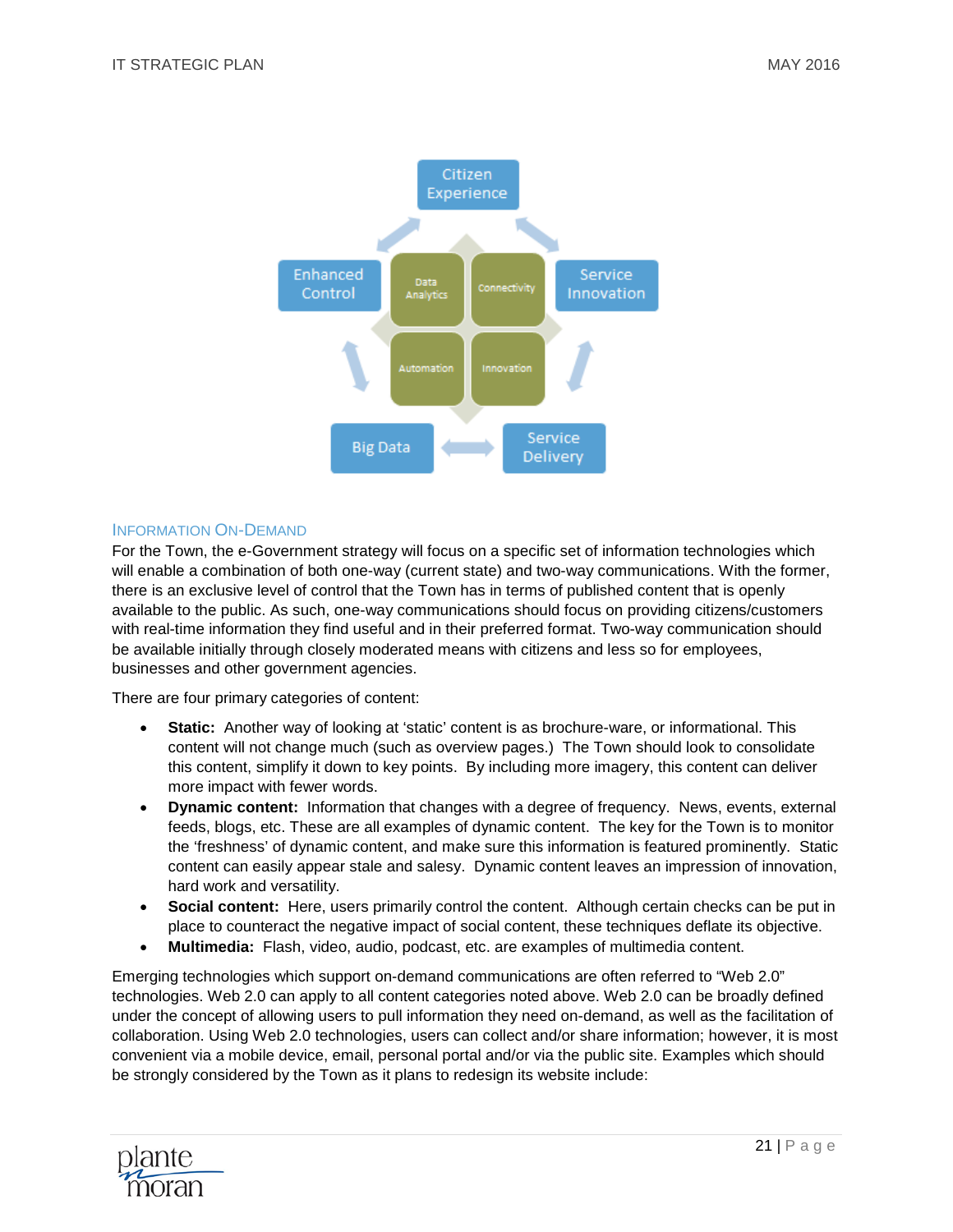## Information On-Demand

For the Town, the e-Government strategy will focus on a specific set of information technologies which will enable a combination of both one-way (current state) and two-way communications. With the former, there is an exclusive level of control that the Town has in terms of published content that is openly available to the public. As such, one-way communications should focus on providing citizens/customers with real-time information they find useful and in their preferred format. Two-way communication should be available initially through closely moderated means with citizens and less so for employees, businesses and other government agencies.

There are four primary categories of content:

- **Static:** Another way of looking at 'static' content is as brochure-ware, or informational. This content will not change much (such as overview pages.) The Town should look to consolidate this content, simplify it down to key points. By including more imagery, this content can deliver more impact with fewer words.
- **Dynamic content:** Information that changes with a degree of frequency. News, events, external feeds, blogs, etc. These are all examples of dynamic content. The key for the Town is to monitor the 'freshness' of dynamic content, and make sure this information is featured prominently. Static content can easily appear stale and salesy. Dynamic content leaves an impression of innovation, hard work and versatility.
- **Social content:** Here, users primarily control the content. Although certain checks can be put in place to counteract the negative impact of social content, these techniques deflate its objective.
- **Multimedia:** Flash, video, audio, podcast, etc. are examples of multimedia content.

Emerging technologies which support on-demand communications are often referred to "Web 2.0" technologies. Web 2.0 can apply to all content categories noted above. Web 2.0 can be broadly defined under the concept of allowing users to pull information they need on-demand, as well as the facilitation of collaboration. Using Web 2.0 technologies, users can collect and/or share information; however, it is most convenient via a mobile device, email, personal portal and/or via the public site. Examples which should be strongly considered by the Town as it plans to redesign its website include: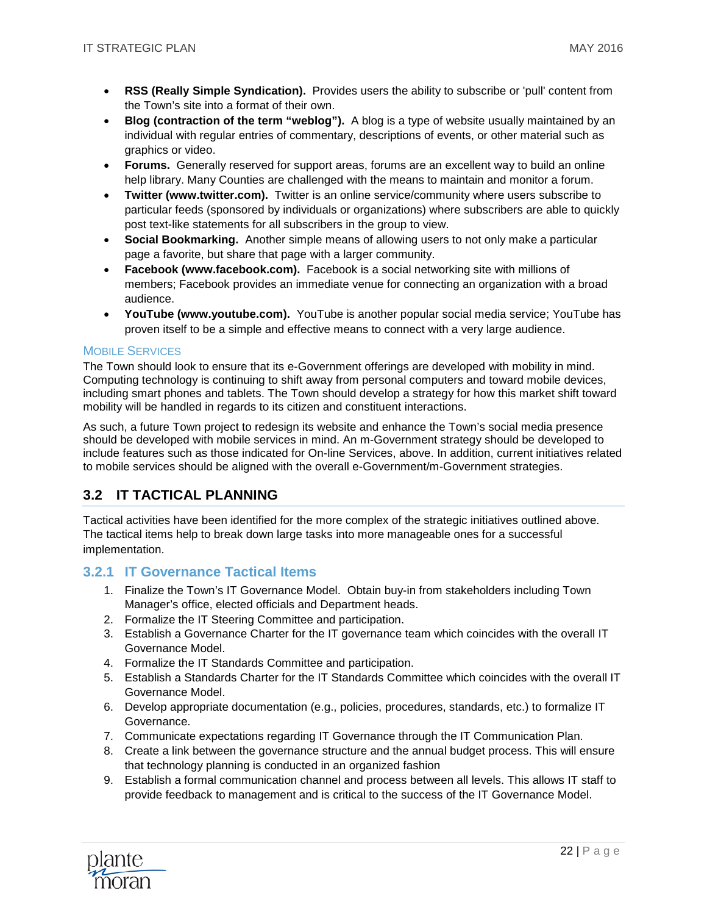- **RSS (Really Simple Syndication).** Provides users the ability to subscribe or 'pull' content from the Town's site into a format of their own.
- **Blog (contraction of the term "weblog").** A blog is a type of website usually maintained by an individual with regular entries of commentary, descriptions of events, or other material such as graphics or video.
- **Forums.** Generally reserved for support areas, forums are an excellent way to build an online help library. Many Counties are challenged with the means to maintain and monitor a forum.
- **Twitter (www.twitter.com).** Twitter is an online service/community where users subscribe to particular feeds (sponsored by individuals or organizations) where subscribers are able to quickly post text-like statements for all subscribers in the group to view.
- **Social Bookmarking.** Another simple means of allowing users to not only make a particular page a favorite, but share that page with a larger community.
- **Facebook (www.facebook.com).** Facebook is a social networking site with millions of members; Facebook provides an immediate venue for connecting an organization with a broad audience.
- **YouTube (www.youtube.com).** YouTube is another popular social media service; YouTube has proven itself to be a simple and effective means to connect with a very large audience.

#### Mobile Services

The Town should look to ensure that its e-Government offerings are developed with mobility in mind. Computing technology is continuing to shift away from personal computers and toward mobile devices, including smart phones and tablets. The Town should develop a strategy for how this market shift toward mobility will be handled in regards to its citizen and constituent interactions.

As such, a future Town project to redesign its website and enhance the Town's social media presence should be developed with mobile services in mind. An m-Government strategy should be developed to include features such as those indicated for On-line Services, above. In addition, current initiatives related to mobile services should be aligned with the overall e-Government/m-Government strategies.

## 3.2 IT Tactical Planning

Tactical activities have been identified for the more complex of the strategic initiatives outlined above. The tactical items help to break down large tasks into more manageable ones for a successful implementation.

### 3.2.1 IT Governance Tactical Items

1. Finalize the Town's IT Governance Model. Obtain buy-in from stakeholders including Town Manager's office, elected officials and Department heads.
2. Formalize the IT Steering Committee and participation.
3. Establish a Governance Charter for the IT governance team which coincides with the overall IT Governance Model.
4. Formalize the IT Standards Committee and participation.
5. Establish a Standards Charter for the IT Standards Committee which coincides with the overall IT Governance Model.
6. Develop appropriate documentation (e.g., policies, procedures, standards, etc.) to formalize IT Governance.
7. Communicate expectations regarding IT Governance through the IT Communication Plan.
8. Create a link between the governance structure and the annual budget process. This will ensure that technology planning is conducted in an organized fashion
9. Establish a formal communication channel and process between all levels. This allows IT staff to provide feedback to management and is critical to the success of the IT Governance Model.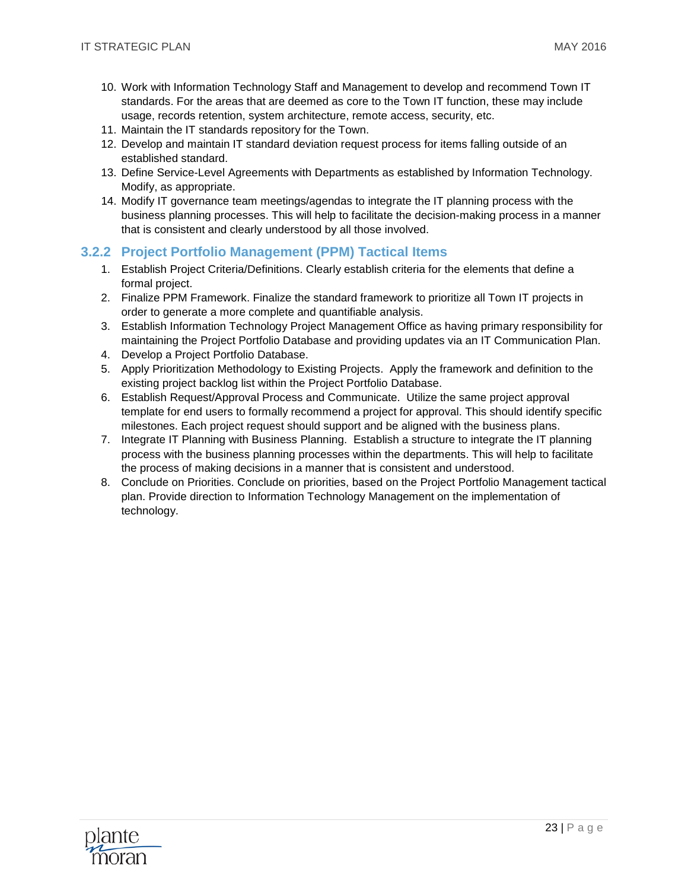10. Work with Information Technology Staff and Management to develop and recommend Town IT standards. For the areas that are deemed as core to the Town IT function, these may include usage, records retention, system architecture, remote access, security, etc.
11. Maintain the IT standards repository for the Town.
12. Develop and maintain IT standard deviation request process for items falling outside of an established standard.
13. Define Service-Level Agreements with Departments as established by Information Technology. Modify, as appropriate.
14. Modify IT governance team meetings/agendas to integrate the IT planning process with the business planning processes. This will help to facilitate the decision-making process in a manner that is consistent and clearly understood by all those involved.

### 3.2.2 Project Portfolio Management (PPM) Tactical Items

1. Establish Project Criteria/Definitions. Clearly establish criteria for the elements that define a formal project.
2. Finalize PPM Framework. Finalize the standard framework to prioritize all Town IT projects in order to generate a more complete and quantifiable analysis.
3. Establish Information Technology Project Management Office as having primary responsibility for maintaining the Project Portfolio Database and providing updates via an IT Communication Plan.
4. Develop a Project Portfolio Database.
5. Apply Prioritization Methodology to Existing Projects. Apply the framework and definition to the existing project backlog list within the Project Portfolio Database.
6. Establish Request/Approval Process and Communicate. Utilize the same project approval template for end users to formally recommend a project for approval. This should identify specific milestones. Each project request should support and be aligned with the business plans.
7. Integrate IT Planning with Business Planning. Establish a structure to integrate the IT planning process with the business planning processes within the departments. This will help to facilitate the process of making decisions in a manner that is consistent and understood.
8. Conclude on Priorities. Conclude on priorities, based on the Project Portfolio Management tactical plan. Provide direction to Information Technology Management on the implementation of technology.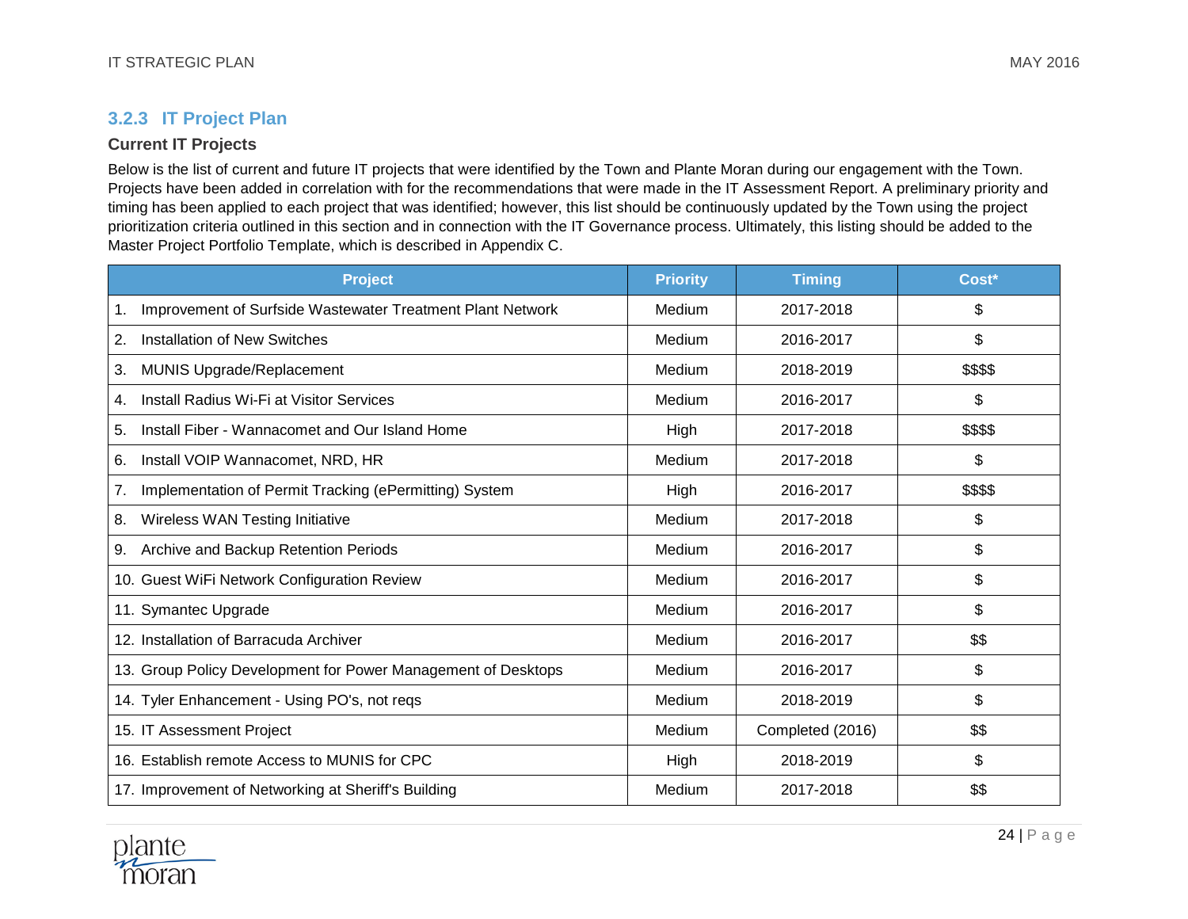### 3.2.3 IT Project Plan

#### Current IT Projects

Below is the list of current and future IT projects that were identified by the Town and Plante Moran during our engagement with the Town. Projects have been added in correlation with for the recommendations that were made in the IT Assessment Report. A preliminary priority and timing has been applied to each project that was identified; however, this list should be continuously updated by the Town using the project prioritization criteria outlined in this section and in connection with the IT Governance process. Ultimately, this listing should be added to the Master Project Portfolio Template, which is described in Appendix C.

| Project | Priority | Timing | Cost* |
|---|---|---|---|
| 1. Improvement of Surfside Wastewater Treatment Plant Network | Medium | 2017-2018 | $ |
| 2. Installation of New Switches | Medium | 2016-2017 | $ |
| 3. MUNIS Upgrade/Replacement | Medium | 2018-2019 | $$$$ |
| 4. Install Radius Wi-Fi at Visitor Services | Medium | 2016-2017 | $ |
| 5. Install Fiber - Wannacomet and Our Island Home | High | 2017-2018 | $$$$ |
| 6. Install VOIP Wannacomet, NRD, HR | Medium | 2017-2018 | $ |
| 7. Implementation of Permit Tracking (ePermitting) System | High | 2016-2017 | $$$$ |
| 8. Wireless WAN Testing Initiative | Medium | 2017-2018 | $ |
| 9. Archive and Backup Retention Periods | Medium | 2016-2017 | $ |
| 10. Guest WiFi Network Configuration Review | Medium | 2016-2017 | $ |
| 11. Symantec Upgrade | Medium | 2016-2017 | $ |
| 12. Installation of Barracuda Archiver | Medium | 2016-2017 | $$ |
| 13. Group Policy Development for Power Management of Desktops | Medium | 2016-2017 | $ |
| 14. Tyler Enhancement - Using PO's, not reqs | Medium | 2018-2019 | $ |
| 15. IT Assessment Project | Medium | Completed (2016) | $$ |
| 16. Establish remote Access to MUNIS for CPC | High | 2018-2019 | $ |
| 17. Improvement of Networking at Sheriff's Building | Medium | 2017-2018 | $$ |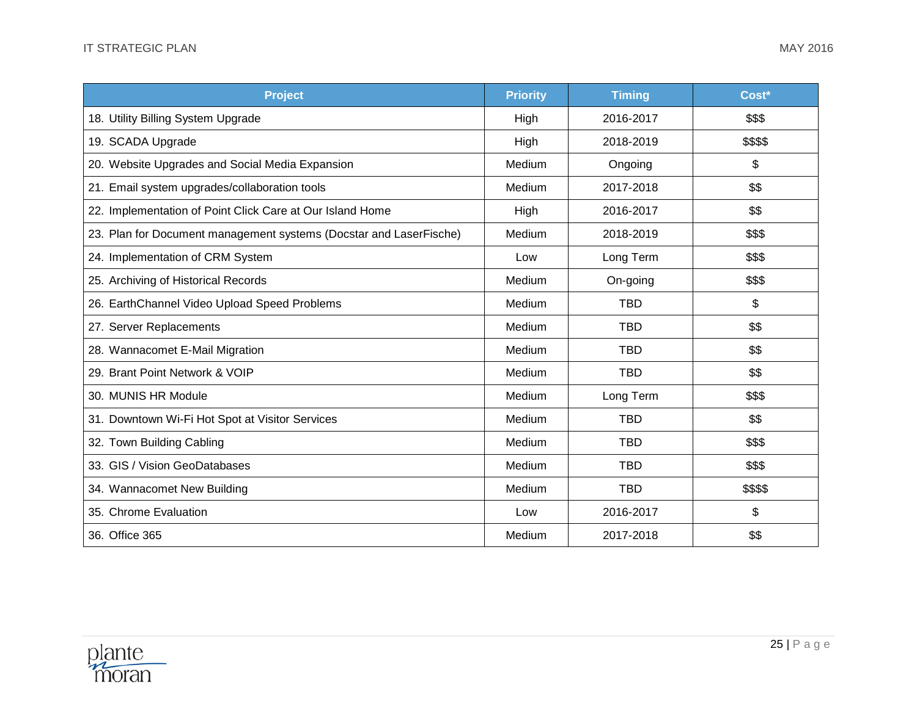| Project | Priority | Timing | Cost* |
|---|---|---|---|
| 18. Utility Billing System Upgrade | High | 2016-2017 | $$$ |
| 19. SCADA Upgrade | High | 2018-2019 | $$$$ |
| 20. Website Upgrades and Social Media Expansion | Medium | Ongoing | $ |
| 21. Email system upgrades/collaboration tools | Medium | 2017-2018 | $$ |
| 22. Implementation of Point Click Care at Our Island Home | High | 2016-2017 | $$ |
| 23. Plan for Document management systems (Docstar and LaserFische) | Medium | 2018-2019 | $$$ |
| 24. Implementation of CRM System | Low | Long Term | $$$ |
| 25. Archiving of Historical Records | Medium | On-going | $$$ |
| 26. EarthChannel Video Upload Speed Problems | Medium | TBD | $ |
| 27. Server Replacements | Medium | TBD | $$ |
| 28. Wannacomet E-Mail Migration | Medium | TBD | $$ |
| 29. Brant Point Network & VOIP | Medium | TBD | $$ |
| 30. MUNIS HR Module | Medium | Long Term | $$$ |
| 31. Downtown Wi-Fi Hot Spot at Visitor Services | Medium | TBD | $$ |
| 32. Town Building Cabling | Medium | TBD | $$$ |
| 33. GIS / Vision GeoDatabases | Medium | TBD | $$$ |
| 34. Wannacomet New Building | Medium | TBD | $$$$ |
| 35. Chrome Evaluation | Low | 2016-2017 | $ |
| 36. Office 365 | Medium | 2017-2018 | $$ |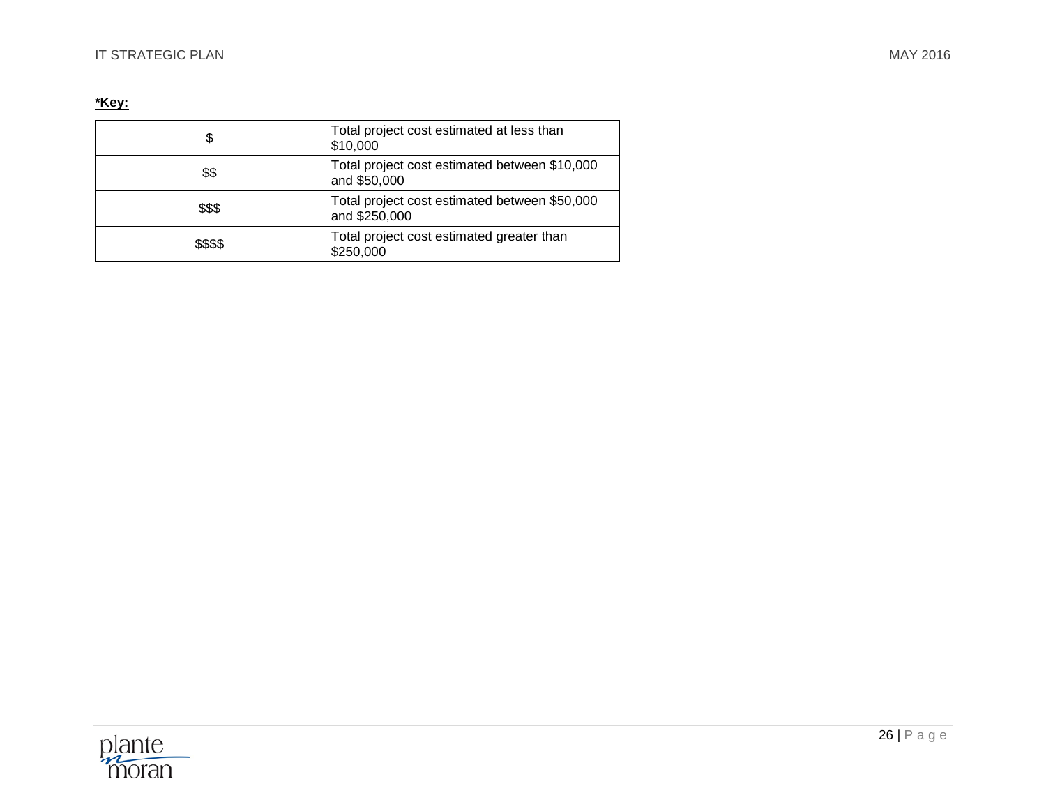**\*Key:**

| | |
|---|---|
| $ | Total project cost estimated at less than $10,000 |
| $$ | Total project cost estimated between $10,000 and $50,000 |
| $$$ | Total project cost estimated between $50,000 and $250,000 |
| $$$$ | Total project cost estimated greater than $250,000 |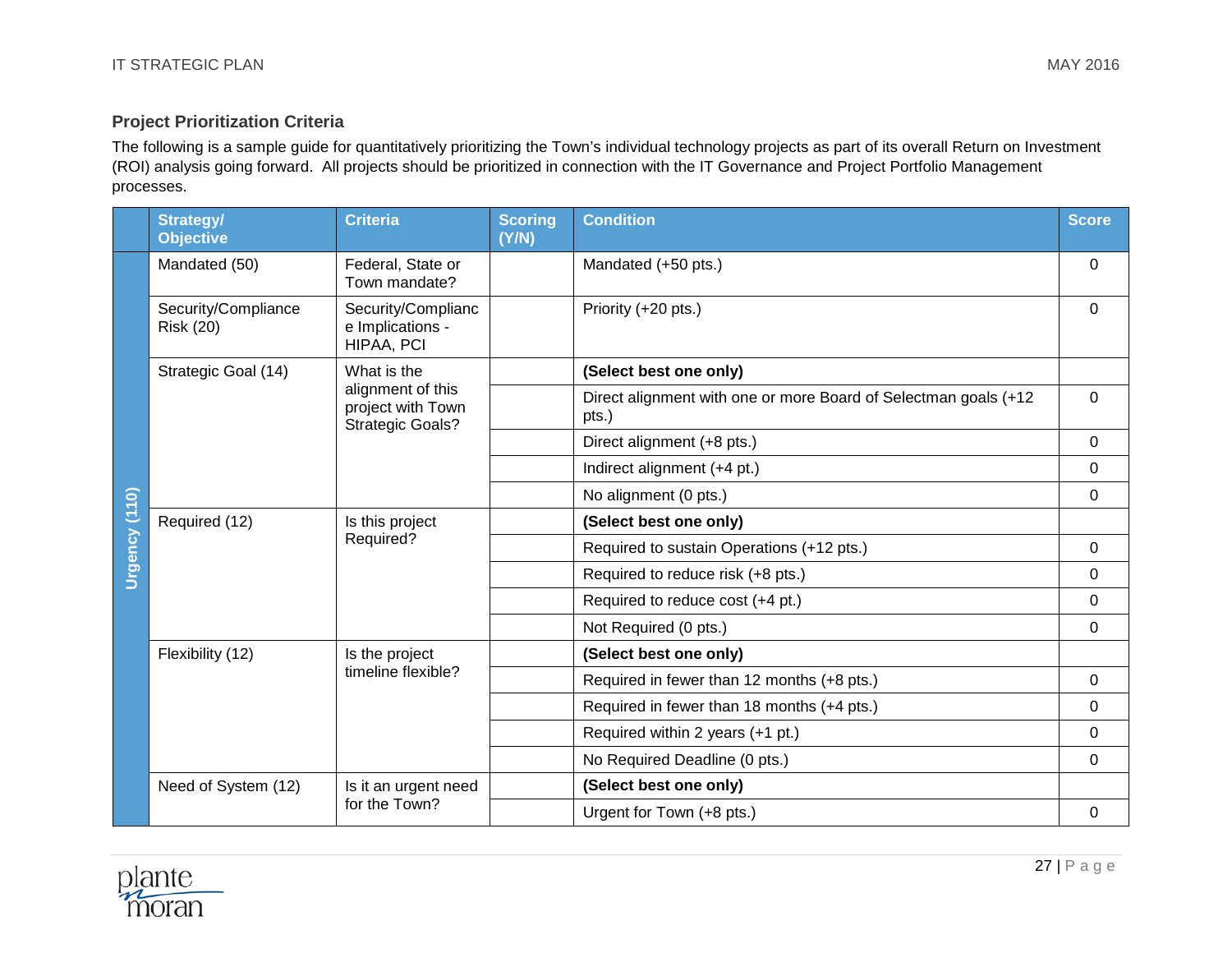### Project Prioritization Criteria

The following is a sample guide for quantitatively prioritizing the Town's individual technology projects as part of its overall Return on Investment (ROI) analysis going forward. All projects should be prioritized in connection with the IT Governance and Project Portfolio Management processes.

| | Strategy/ Objective | Criteria | Scoring (Y/N) | Condition | Score |
|---|---|---|---|---|---|
| Urgency (110) | Mandated (50) | Federal, State or Town mandate? | | Mandated (+50 pts.) | 0 |
| | Security/Compliance Risk (20) | Security/Compliance Implications - HIPAA, PCI | | Priority (+20 pts.) | 0 |
| | Strategic Goal (14) | What is the alignment of this project with Town Strategic Goals? | | **(Select best one only)** | |
| | | | | Direct alignment with one or more Board of Selectman goals (+12 pts.) | 0 |
| | | | | Direct alignment (+8 pts.) | 0 |
| | | | | Indirect alignment (+4 pt.) | 0 |
| | | | | No alignment (0 pts.) | 0 |
| | Required (12) | Is this project Required? | | **(Select best one only)** | |
| | | | | Required to sustain Operations (+12 pts.) | 0 |
| | | | | Required to reduce risk (+8 pts.) | 0 |
| | | | | Required to reduce cost (+4 pt.) | 0 |
| | | | | Not Required (0 pts.) | 0 |
| | Flexibility (12) | Is the project timeline flexible? | | **(Select best one only)** | |
| | | | | Required in fewer than 12 months (+8 pts.) | 0 |
| | | | | Required in fewer than 18 months (+4 pts.) | 0 |
| | | | | Required within 2 years (+1 pt.) | 0 |
| | | | | No Required Deadline (0 pts.) | 0 |
| | Need of System (12) | Is it an urgent need for the Town? | | **(Select best one only)** | |
| | | | | Urgent for Town (+8 pts.) | 0 |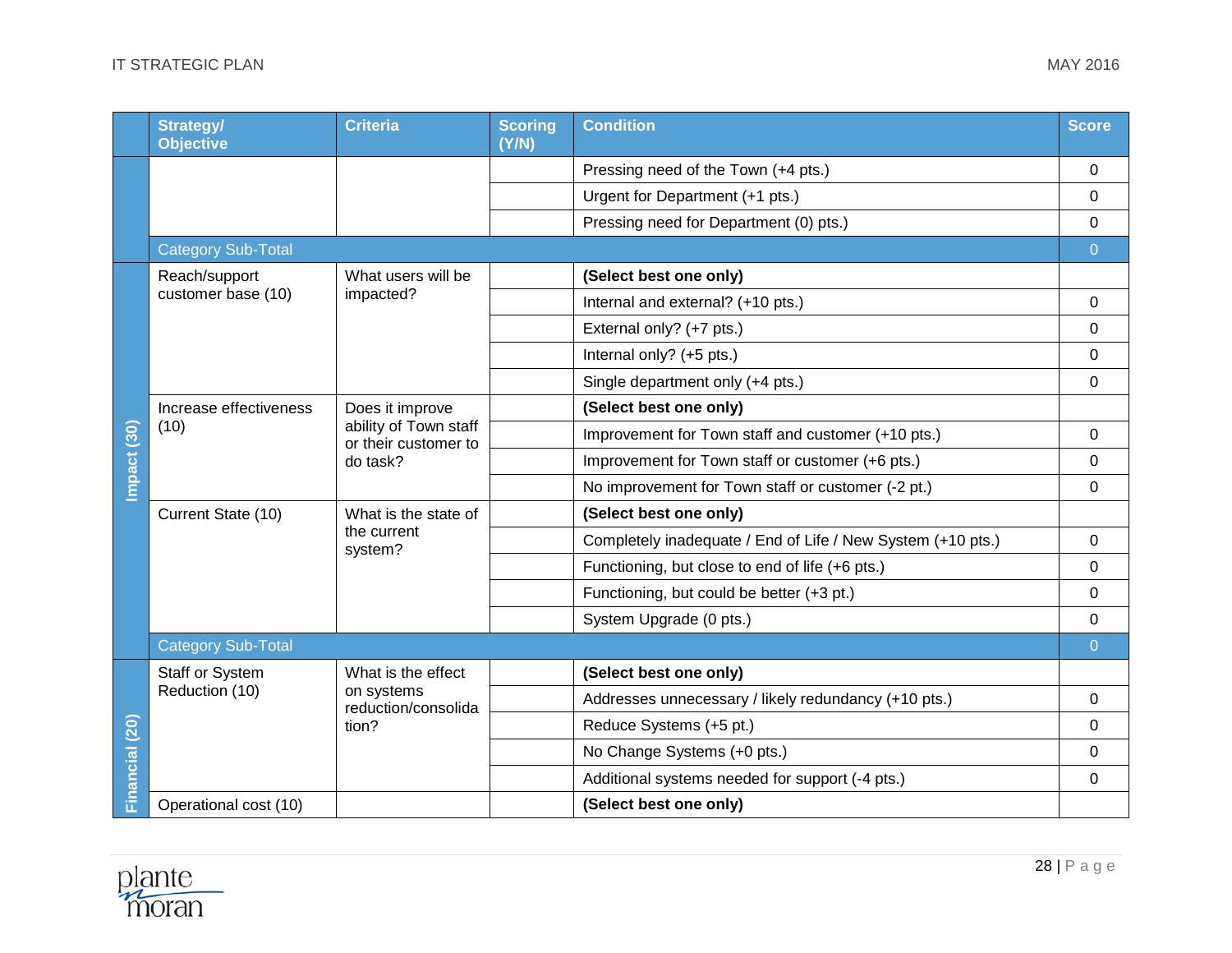| | Strategy/ Objective | Criteria | Scoring (Y/N) | Condition | Score |
|---|---|---|---|---|---|
| | | | | Pressing need of the Town (+4 pts.) | 0 |
| | | | | Urgent for Department (+1 pts.) | 0 |
| | | | | Pressing need for Department (0) pts.) | 0 |
| | Category Sub-Total | | | | 0 |
| Impact (30) | Reach/support customer base (10) | What users will be impacted? | | **(Select best one only)** | |
| | | | | Internal and external? (+10 pts.) | 0 |
| | | | | External only? (+7 pts.) | 0 |
| | | | | Internal only? (+5 pts.) | 0 |
| | | | | Single department only (+4 pts.) | 0 |
| | Increase effectiveness (10) | Does it improve ability of Town staff or their customer to do task? | | **(Select best one only)** | |
| | | | | Improvement for Town staff and customer (+10 pts.) | 0 |
| | | | | Improvement for Town staff or customer (+6 pts.) | 0 |
| | | | | No improvement for Town staff or customer (-2 pt.) | 0 |
| | Current State (10) | What is the state of the current system? | | **(Select best one only)** | |
| | | | | Completely inadequate / End of Life / New System (+10 pts.) | 0 |
| | | | | Functioning, but close to end of life (+6 pts.) | 0 |
| | | | | Functioning, but could be better (+3 pt.) | 0 |
| | | | | System Upgrade (0 pts.) | 0 |
| | Category Sub-Total | | | | 0 |
| Financial (20) | Staff or System Reduction (10) | What is the effect on systems reduction/consolidation? | | **(Select best one only)** | |
| | | | | Addresses unnecessary / likely redundancy (+10 pts.) | 0 |
| | | | | Reduce Systems (+5 pt.) | 0 |
| | | | | No Change Systems (+0 pts.) | 0 |
| | | | | Additional systems needed for support (-4 pts.) | 0 |
| | Operational cost (10) | | | **(Select best one only)** | |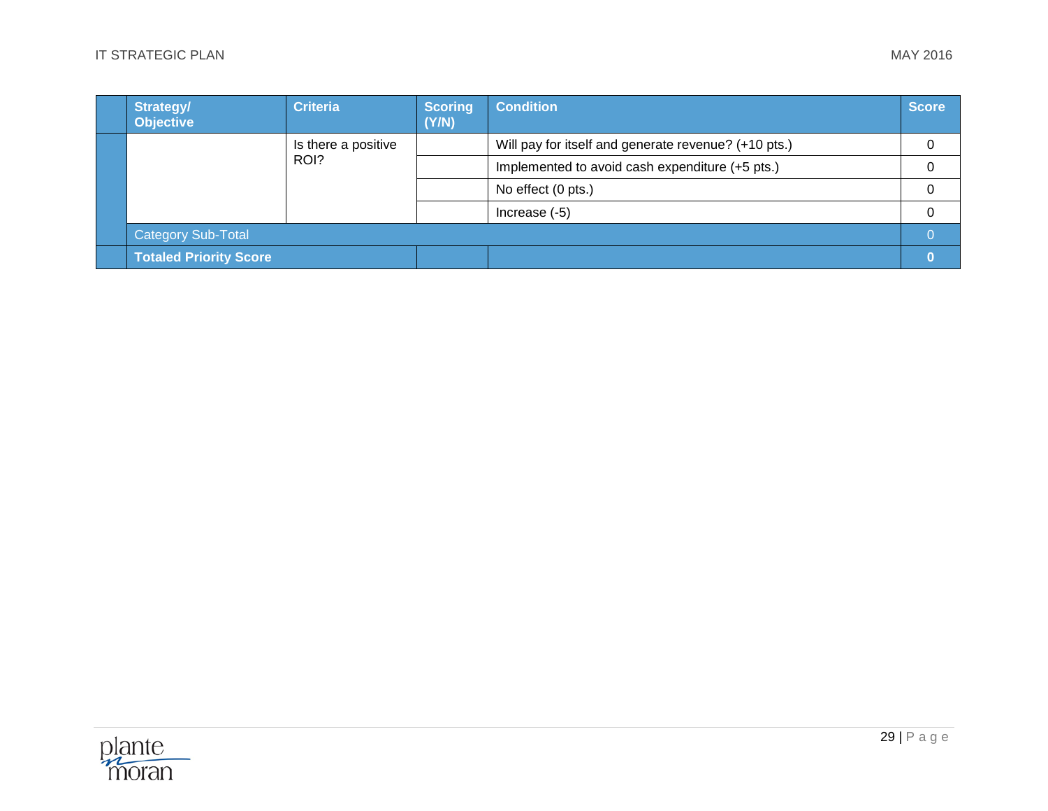| | Strategy/ Objective | Criteria | Scoring (Y/N) | Condition | Score |
|---|---|---|---|---|---|
| | | Is there a positive ROI? | | Will pay for itself and generate revenue? (+10 pts.) | 0 |
| | | | | Implemented to avoid cash expenditure (+5 pts.) | 0 |
| | | | | No effect (0 pts.) | 0 |
| | | | | Increase (-5) | 0 |
| | Category Sub-Total | | | | 0 |
| | **Totaled Priority Score** | | | | **0** |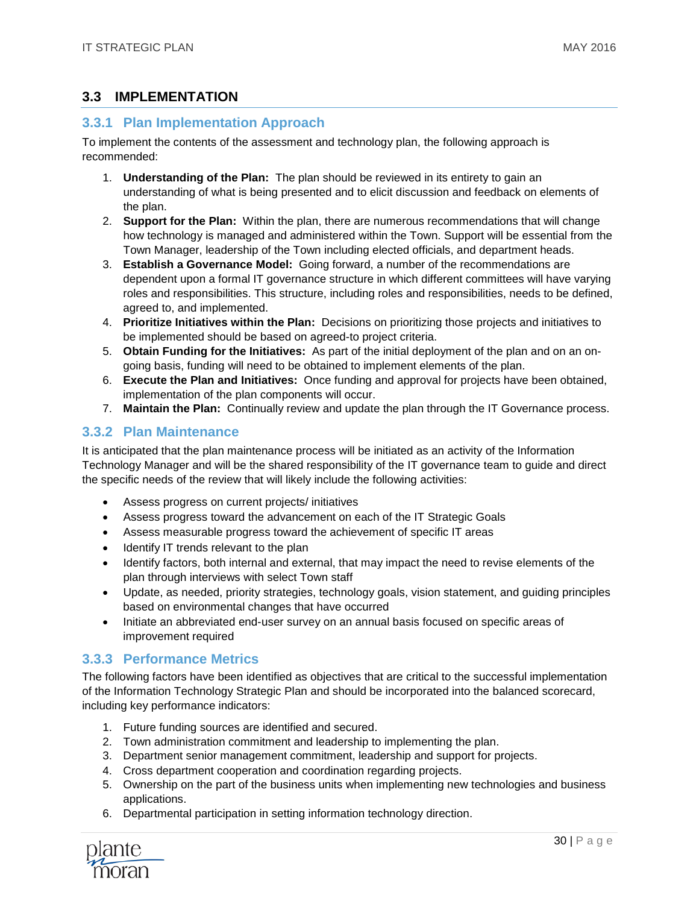## 3.3 IMPLEMENTATION

### 3.3.1 Plan Implementation Approach

To implement the contents of the assessment and technology plan, the following approach is recommended:

1. **Understanding of the Plan:** The plan should be reviewed in its entirety to gain an understanding of what is being presented and to elicit discussion and feedback on elements of the plan.
2. **Support for the Plan:** Within the plan, there are numerous recommendations that will change how technology is managed and administered within the Town. Support will be essential from the Town Manager, leadership of the Town including elected officials, and department heads.
3. **Establish a Governance Model:** Going forward, a number of the recommendations are dependent upon a formal IT governance structure in which different committees will have varying roles and responsibilities. This structure, including roles and responsibilities, needs to be defined, agreed to, and implemented.
4. **Prioritize Initiatives within the Plan:** Decisions on prioritizing those projects and initiatives to be implemented should be based on agreed-to project criteria.
5. **Obtain Funding for the Initiatives:** As part of the initial deployment of the plan and on an on-going basis, funding will need to be obtained to implement elements of the plan.
6. **Execute the Plan and Initiatives:** Once funding and approval for projects have been obtained, implementation of the plan components will occur.
7. **Maintain the Plan:** Continually review and update the plan through the IT Governance process.

### 3.3.2 Plan Maintenance

It is anticipated that the plan maintenance process will be initiated as an activity of the Information Technology Manager and will be the shared responsibility of the IT governance team to guide and direct the specific needs of the review that will likely include the following activities:

- Assess progress on current projects/ initiatives
- Assess progress toward the advancement on each of the IT Strategic Goals
- Assess measurable progress toward the achievement of specific IT areas
- Identify IT trends relevant to the plan
- Identify factors, both internal and external, that may impact the need to revise elements of the plan through interviews with select Town staff
- Update, as needed, priority strategies, technology goals, vision statement, and guiding principles based on environmental changes that have occurred
- Initiate an abbreviated end-user survey on an annual basis focused on specific areas of improvement required

### 3.3.3 Performance Metrics

The following factors have been identified as objectives that are critical to the successful implementation of the Information Technology Strategic Plan and should be incorporated into the balanced scorecard, including key performance indicators:

1. Future funding sources are identified and secured.
2. Town administration commitment and leadership to implementing the plan.
3. Department senior management commitment, leadership and support for projects.
4. Cross department cooperation and coordination regarding projects.
5. Ownership on the part of the business units when implementing new technologies and business applications.
6. Departmental participation in setting information technology direction.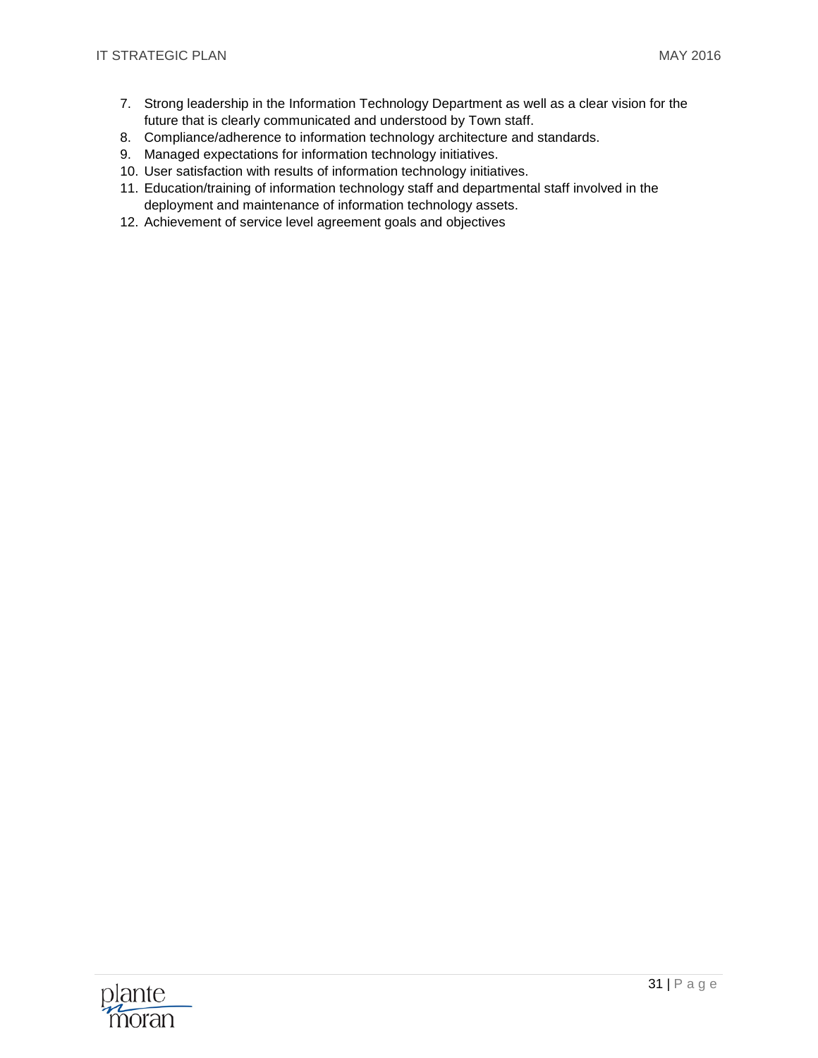7. Strong leadership in the Information Technology Department as well as a clear vision for the future that is clearly communicated and understood by Town staff.
8. Compliance/adherence to information technology architecture and standards.
9. Managed expectations for information technology initiatives.
10. User satisfaction with results of information technology initiatives.
11. Education/training of information technology staff and departmental staff involved in the deployment and maintenance of information technology assets.
12. Achievement of service level agreement goals and objectives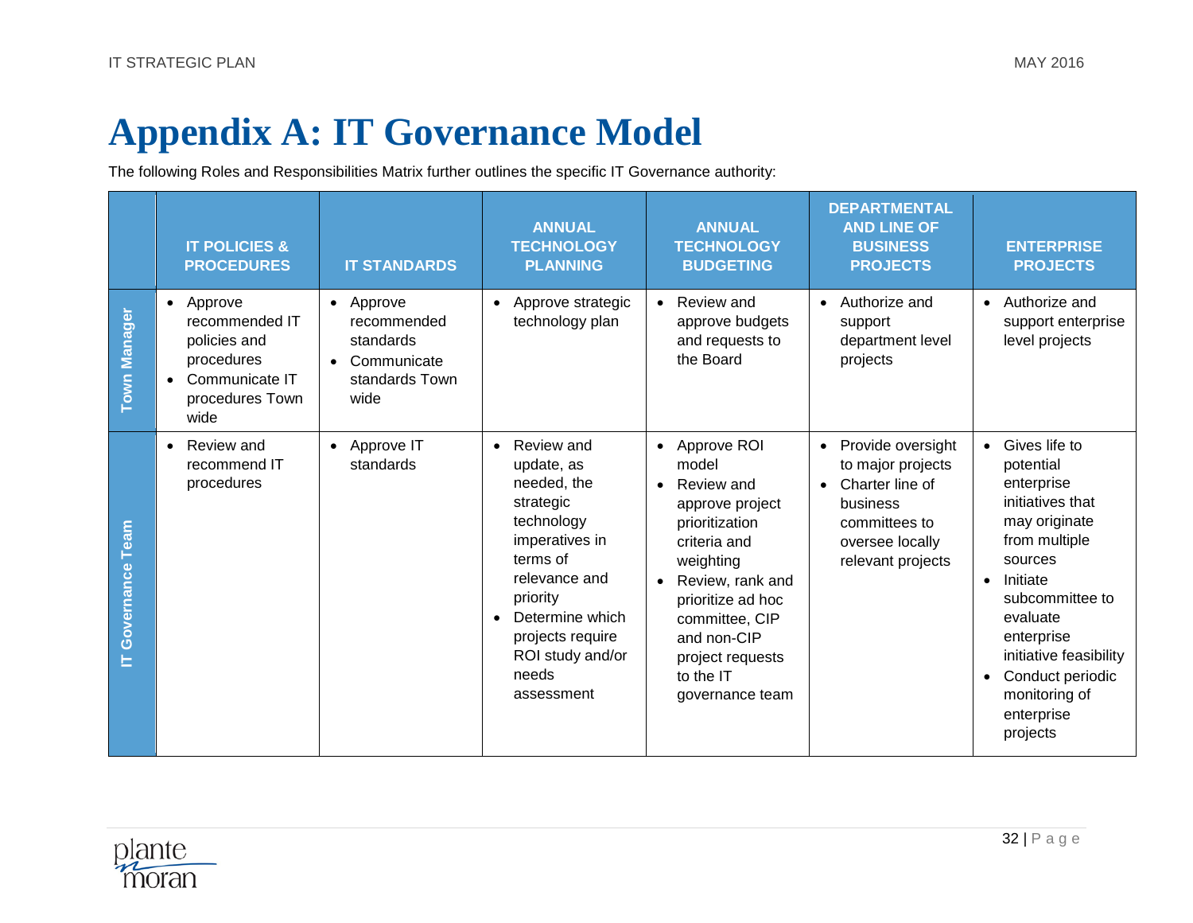# Appendix A: IT Governance Model

The following Roles and Responsibilities Matrix further outlines the specific IT Governance authority:

| | IT POLICIES & PROCEDURES | IT STANDARDS | ANNUAL TECHNOLOGY PLANNING | ANNUAL TECHNOLOGY BUDGETING | DEPARTMENTAL AND LINE OF BUSINESS PROJECTS | ENTERPRISE PROJECTS |
|---|---|---|---|---|---|---|
| **Town Manager** | • Approve recommended IT policies and procedures<br>• Communicate IT procedures Town wide | • Approve recommended standards<br>• Communicate standards Town wide | • Approve strategic technology plan | • Review and approve budgets and requests to the Board | • Authorize and support department level projects | • Authorize and support enterprise level projects |
| **IT Governance Team** | • Review and recommend IT procedures | • Approve IT standards | • Review and update, as needed, the strategic technology imperatives in terms of relevance and priority<br>• Determine which projects require ROI study and/or needs assessment | • Approve ROI model<br>• Review and approve project prioritization criteria and weighting<br>• Review, rank and prioritize ad hoc committee, CIP and non-CIP project requests to the IT governance team | • Provide oversight to major projects<br>• Charter line of business committees to oversee locally relevant projects | • Gives life to potential enterprise initiatives that may originate from multiple sources<br>• Initiate subcommittee to evaluate enterprise initiative feasibility<br>• Conduct periodic monitoring of enterprise projects |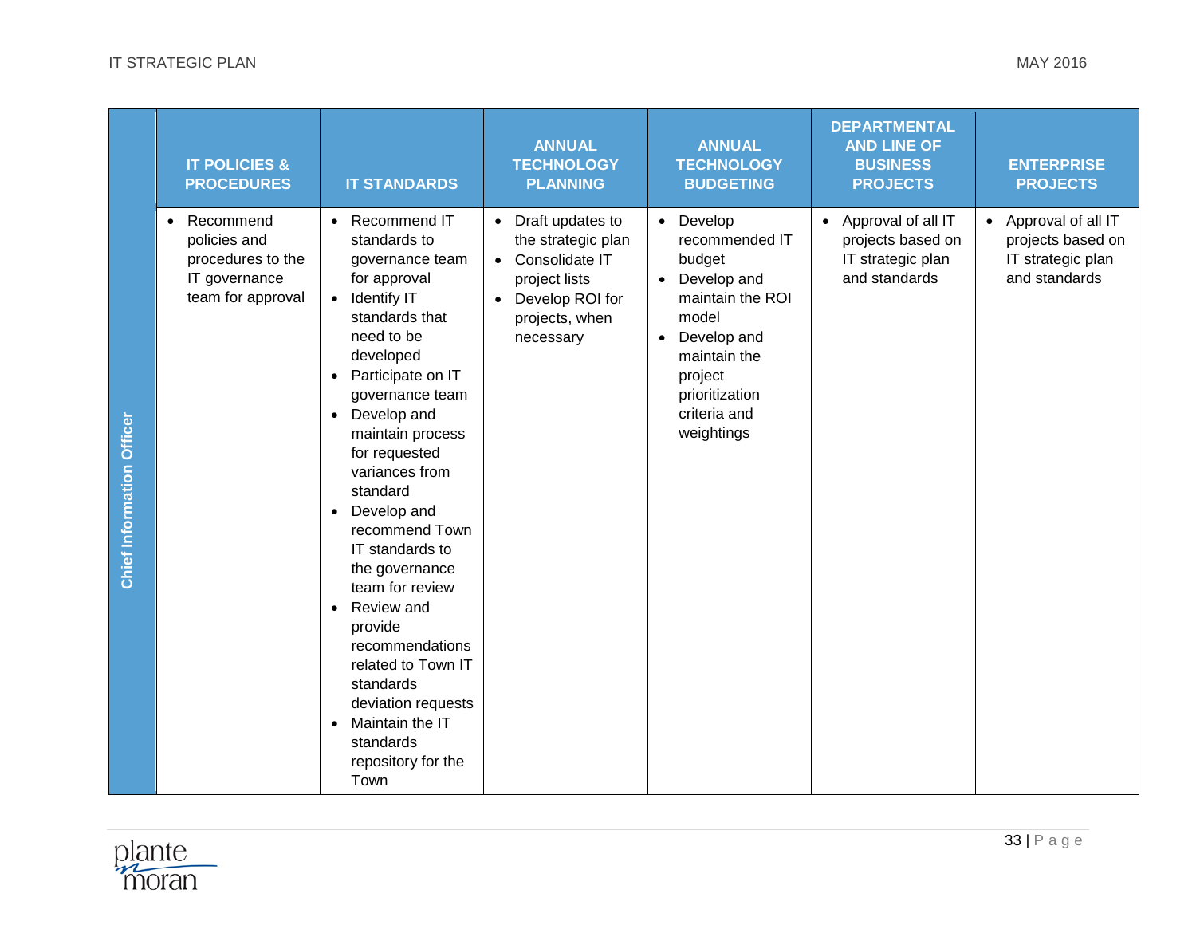| | IT POLICIES & PROCEDURES | IT STANDARDS | ANNUAL TECHNOLOGY PLANNING | ANNUAL TECHNOLOGY BUDGETING | DEPARTMENTAL AND LINE OF BUSINESS PROJECTS | ENTERPRISE PROJECTS |
|---|---|---|---|---|---|---|
| **Chief Information Officer** | • Recommend policies and procedures to the IT governance team for approval | • Recommend IT standards to governance team for approval<br>• Identify IT standards that need to be developed<br>• Participate on IT governance team<br>• Develop and maintain process for requested variances from standard<br>• Develop and recommend Town IT standards to the governance team for review<br>• Review and provide recommendations related to Town IT standards deviation requests<br>• Maintain the IT standards repository for the Town | • Draft updates to the strategic plan<br>• Consolidate IT project lists<br>• Develop ROI for projects, when necessary | • Develop recommended IT budget<br>• Develop and maintain the ROI model<br>• Develop and maintain the project prioritization criteria and weightings | • Approval of all IT projects based on IT strategic plan and standards | • Approval of all IT projects based on IT strategic plan and standards |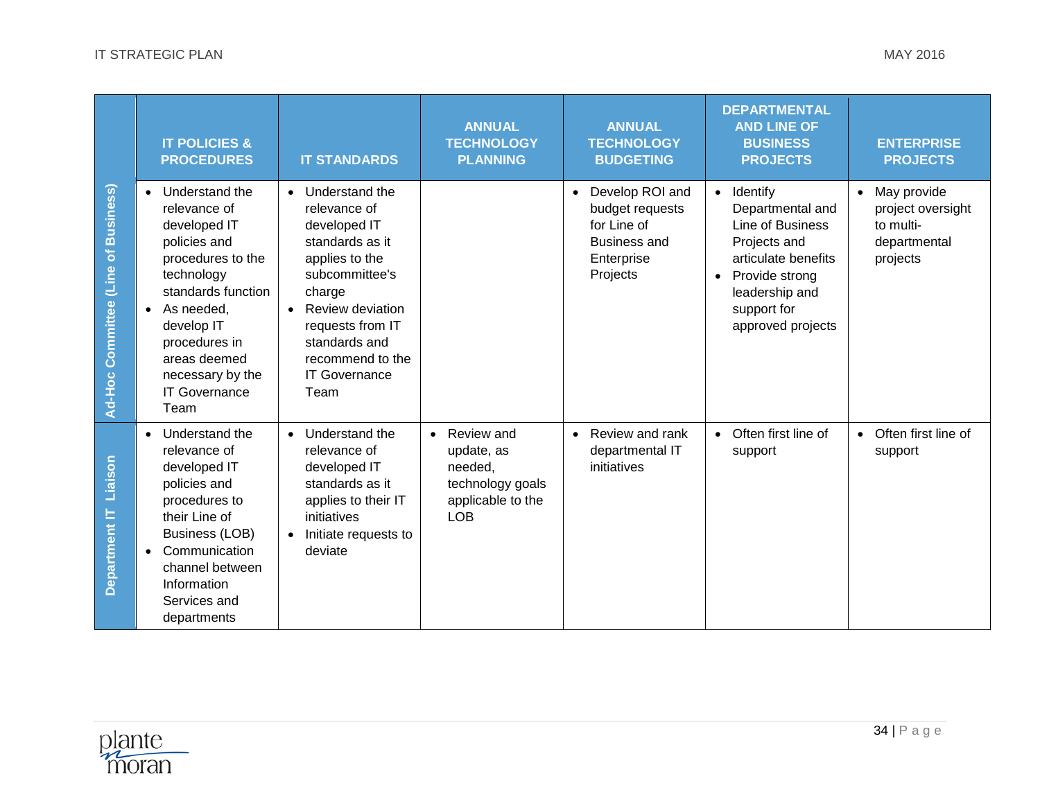| | IT POLICIES & PROCEDURES | IT STANDARDS | ANNUAL TECHNOLOGY PLANNING | ANNUAL TECHNOLOGY BUDGETING | DEPARTMENTAL AND LINE OF BUSINESS PROJECTS | ENTERPRISE PROJECTS |
|---|---|---|---|---|---|---|
| **Ad-Hoc Committee (Line of Business)** | • Understand the relevance of developed IT policies and procedures to the technology standards function<br>• As needed, develop IT procedures in areas deemed necessary by the IT Governance Team | • Understand the relevance of developed IT standards as it applies to the subcommittee's charge<br>• Review deviation requests from IT standards and recommend to the IT Governance Team | | • Develop ROI and budget requests for Line of Business and Enterprise Projects | • Identify Departmental and Line of Business Projects and articulate benefits<br>• Provide strong leadership and support for approved projects | • May provide project oversight to multi-departmental projects |
| **Department IT Liaison** | • Understand the relevance of developed IT policies and procedures to their Line of Business (LOB)<br>• Communication channel between Information Services and departments | • Understand the relevance of developed IT standards as it applies to their IT initiatives<br>• Initiate requests to deviate | • Review and update, as needed, technology goals applicable to the LOB | • Review and rank departmental IT initiatives | • Often first line of support | • Often first line of support |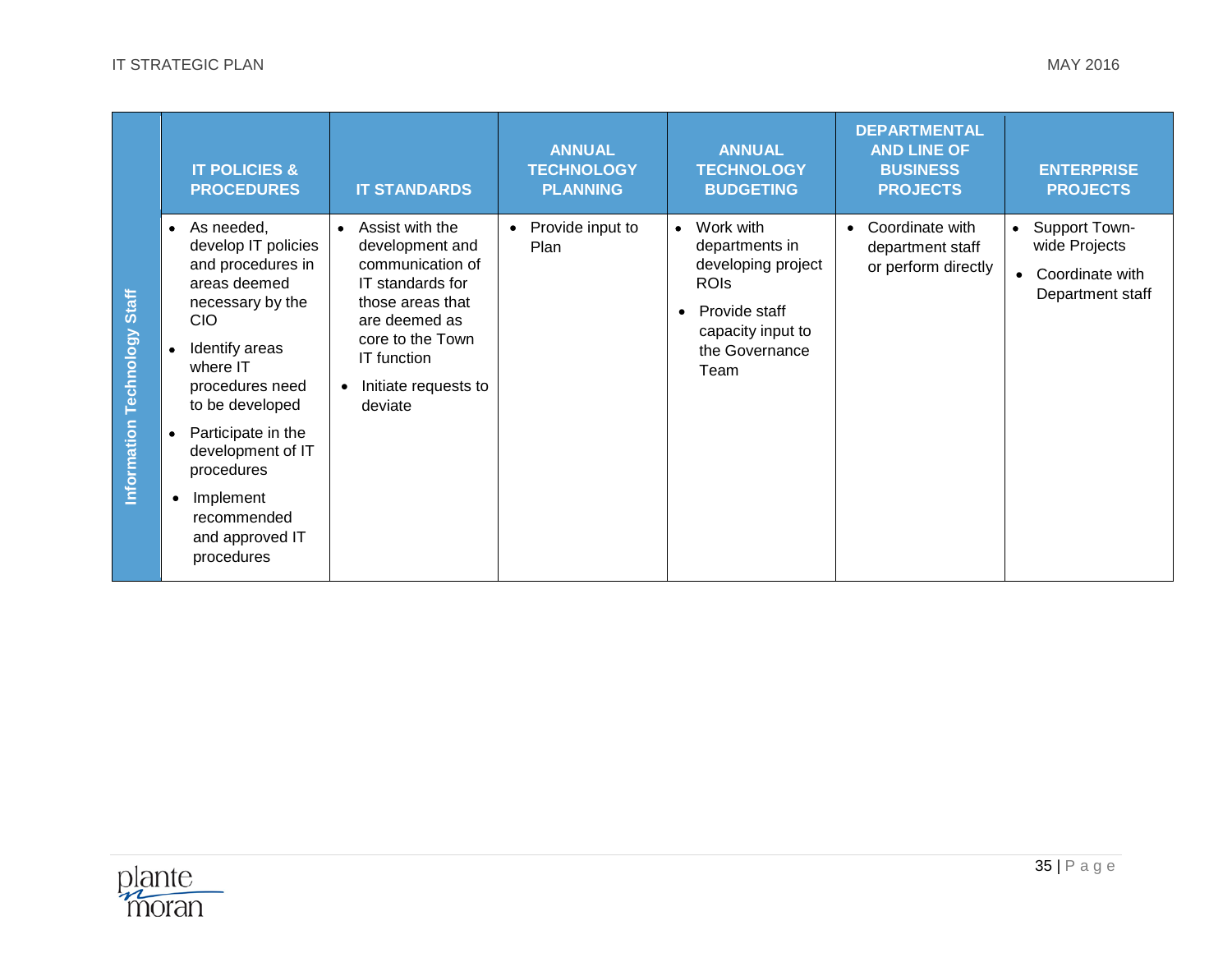| | IT POLICIES & PROCEDURES | IT STANDARDS | ANNUAL TECHNOLOGY PLANNING | ANNUAL TECHNOLOGY BUDGETING | DEPARTMENTAL AND LINE OF BUSINESS PROJECTS | ENTERPRISE PROJECTS |
|---|---|---|---|---|---|---|
| **Information Technology Staff** | • As needed, develop IT policies and procedures in areas deemed necessary by the CIO<br>• Identify areas where IT procedures need to be developed<br>• Participate in the development of IT procedures<br>• Implement recommended and approved IT procedures | • Assist with the development and communication of IT standards for those areas that are deemed as core to the Town IT function<br>• Initiate requests to deviate | • Provide input to Plan | • Work with departments in developing project ROIs<br>• Provide staff capacity input to the Governance Team | • Coordinate with department staff or perform directly | • Support Town-wide Projects<br>• Coordinate with Department staff |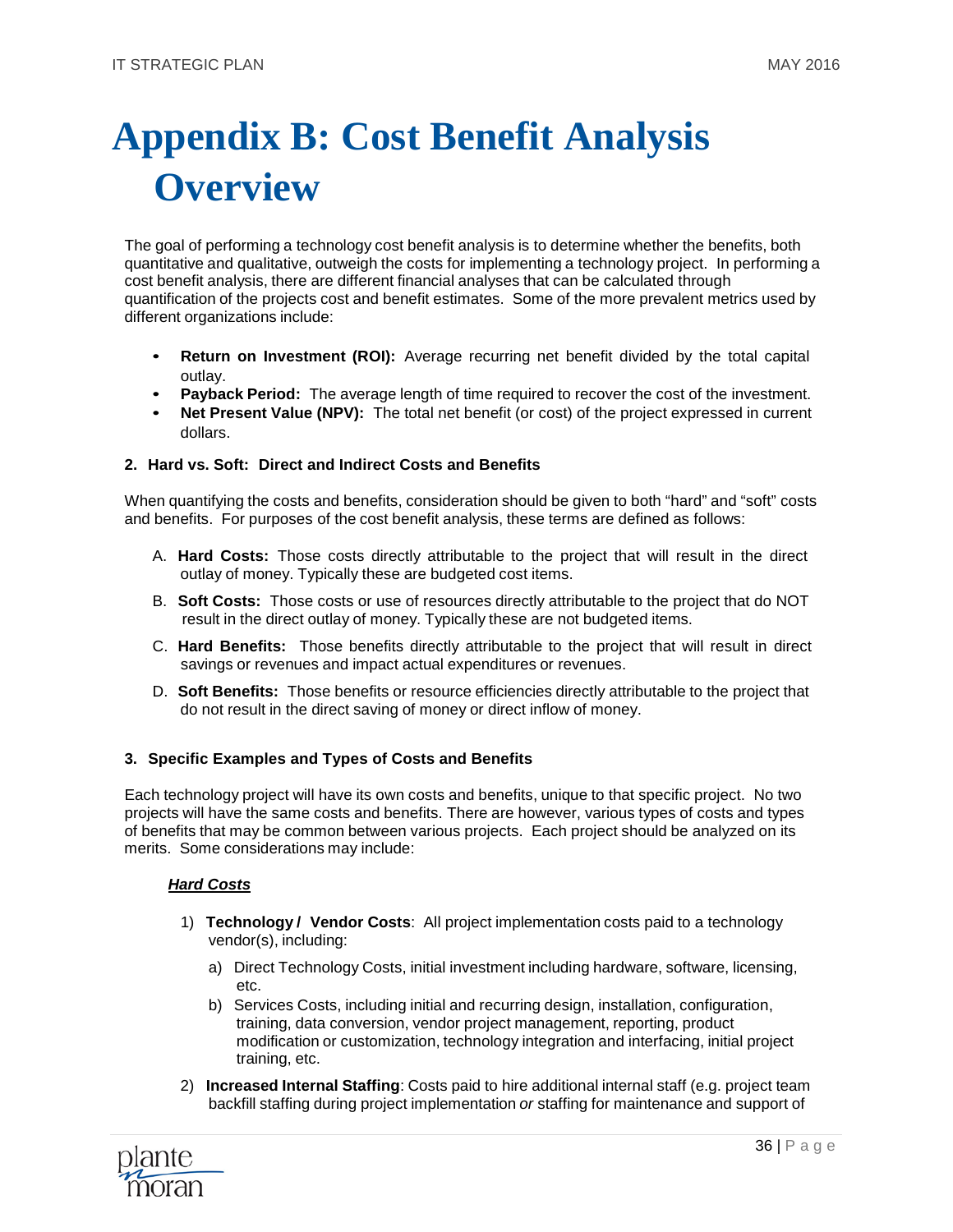# Appendix B: Cost Benefit Analysis Overview

The goal of performing a technology cost benefit analysis is to determine whether the benefits, both quantitative and qualitative, outweigh the costs for implementing a technology project. In performing a cost benefit analysis, there are different financial analyses that can be calculated through quantification of the projects cost and benefit estimates. Some of the more prevalent metrics used by different organizations include:

- **Return on Investment (ROI):** Average recurring net benefit divided by the total capital outlay.
- **Payback Period:** The average length of time required to recover the cost of the investment.
- **Net Present Value (NPV):** The total net benefit (or cost) of the project expressed in current dollars.

### 2. Hard vs. Soft: Direct and Indirect Costs and Benefits

When quantifying the costs and benefits, consideration should be given to both "hard" and "soft" costs and benefits. For purposes of the cost benefit analysis, these terms are defined as follows:

A. **Hard Costs:** Those costs directly attributable to the project that will result in the direct outlay of money. Typically these are budgeted cost items.

B. **Soft Costs:** Those costs or use of resources directly attributable to the project that do NOT result in the direct outlay of money. Typically these are not budgeted items.

C. **Hard Benefits:** Those benefits directly attributable to the project that will result in direct savings or revenues and impact actual expenditures or revenues.

D. **Soft Benefits:** Those benefits or resource efficiencies directly attributable to the project that do not result in the direct saving of money or direct inflow of money.

### 3. Specific Examples and Types of Costs and Benefits

Each technology project will have its own costs and benefits, unique to that specific project. No two projects will have the same costs and benefits. There are however, various types of costs and types of benefits that may be common between various projects. Each project should be analyzed on its merits. Some considerations may include:

***Hard Costs***

1) **Technology / Vendor Costs**: All project implementation costs paid to a technology vendor(s), including:
   a) Direct Technology Costs, initial investment including hardware, software, licensing, etc.
   b) Services Costs, including initial and recurring design, installation, configuration, training, data conversion, vendor project management, reporting, product modification or customization, technology integration and interfacing, initial project training, etc.
2) **Increased Internal Staffing**: Costs paid to hire additional internal staff (e.g. project team backfill staffing during project implementation *or* staffing for maintenance and support of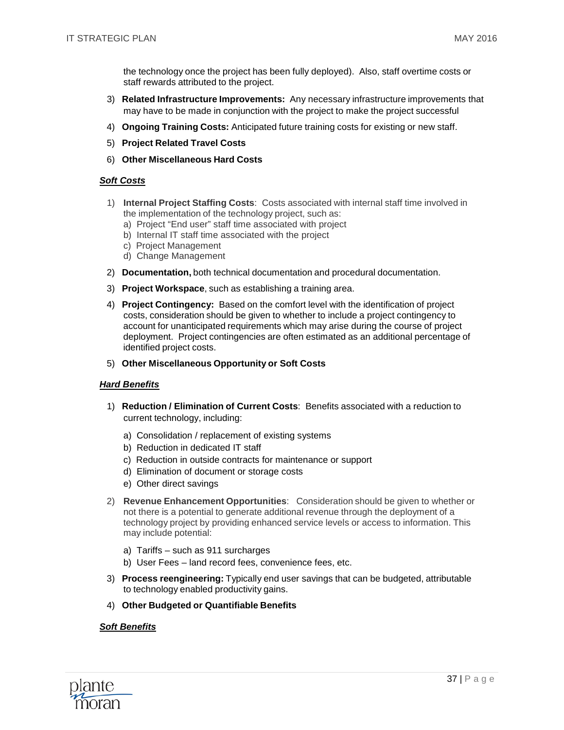the technology once the project has been fully deployed). Also, staff overtime costs or staff rewards attributed to the project.

3) **Related Infrastructure Improvements:** Any necessary infrastructure improvements that may have to be made in conjunction with the project to make the project successful
4) **Ongoing Training Costs:** Anticipated future training costs for existing or new staff.
5) **Project Related Travel Costs**
6) **Other Miscellaneous Hard Costs**

***Soft Costs***

1) **Internal Project Staffing Costs**: Costs associated with internal staff time involved in the implementation of the technology project, such as:
   a) Project "End user" staff time associated with project
   b) Internal IT staff time associated with the project
   c) Project Management
   d) Change Management
2) **Documentation,** both technical documentation and procedural documentation.
3) **Project Workspace**, such as establishing a training area.
4) **Project Contingency:** Based on the comfort level with the identification of project costs, consideration should be given to whether to include a project contingency to account for unanticipated requirements which may arise during the course of project deployment. Project contingencies are often estimated as an additional percentage of identified project costs.
5) **Other Miscellaneous Opportunity or Soft Costs**

***Hard Benefits***

1) **Reduction / Elimination of Current Costs**: Benefits associated with a reduction to current technology, including:

   a) Consolidation / replacement of existing systems
   b) Reduction in dedicated IT staff
   c) Reduction in outside contracts for maintenance or support
   d) Elimination of document or storage costs
   e) Other direct savings

2) **Revenue Enhancement Opportunities**: Consideration should be given to whether or not there is a potential to generate additional revenue through the deployment of a technology project by providing enhanced service levels or access to information. This may include potential:

   a) Tariffs – such as 911 surcharges
   b) User Fees – land record fees, convenience fees, etc.

3) **Process reengineering:** Typically end user savings that can be budgeted, attributable to technology enabled productivity gains.
4) **Other Budgeted or Quantifiable Benefits**

***Soft Benefits***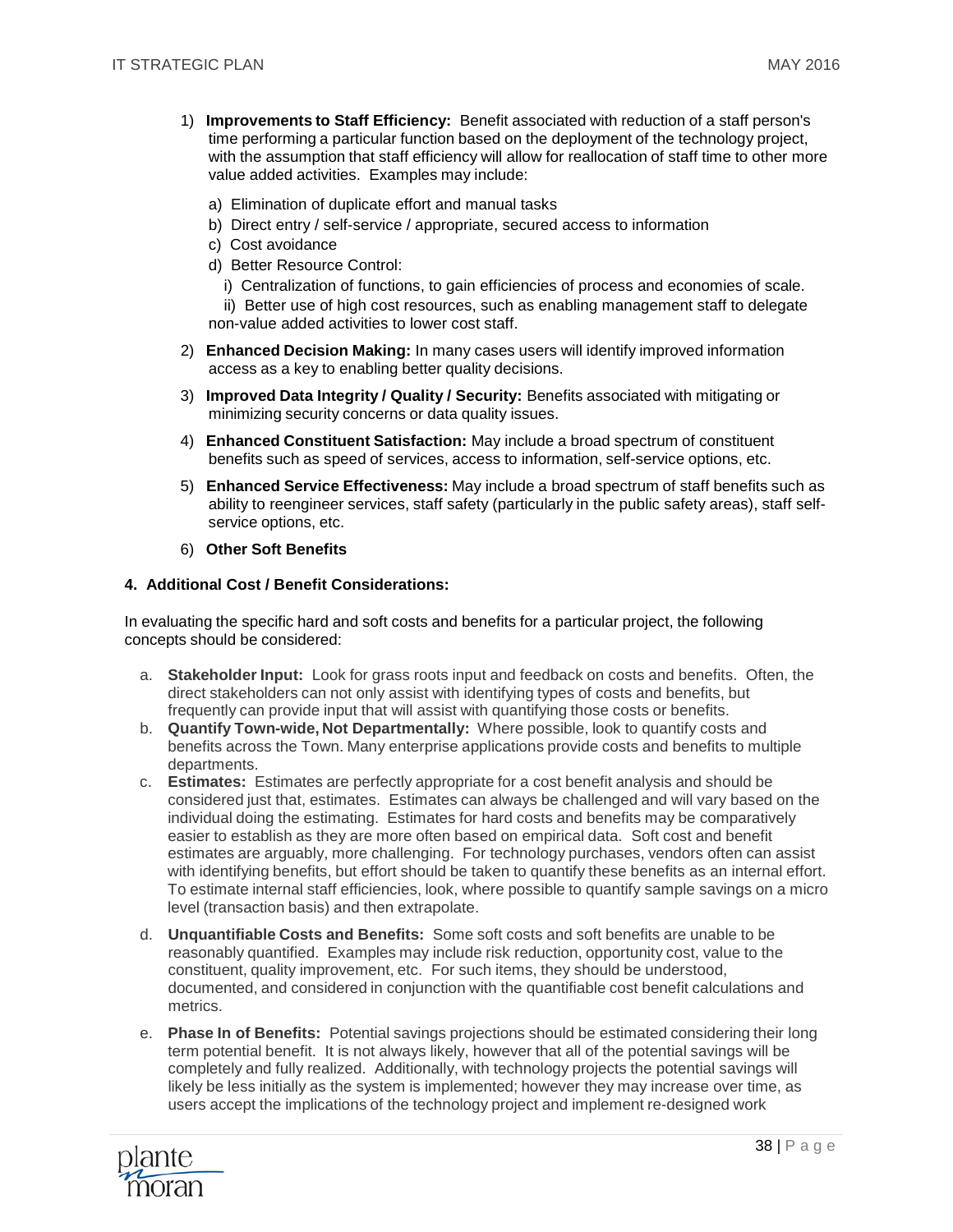1) **Improvements to Staff Efficiency:** Benefit associated with reduction of a staff person's time performing a particular function based on the deployment of the technology project, with the assumption that staff efficiency will allow for reallocation of staff time to other more value added activities. Examples may include:

   a) Elimination of duplicate effort and manual tasks
   b) Direct entry / self-service / appropriate, secured access to information
   c) Cost avoidance
   d) Better Resource Control:
      i) Centralization of functions, to gain efficiencies of process and economies of scale.
      ii) Better use of high cost resources, such as enabling management staff to delegate non-value added activities to lower cost staff.

2) **Enhanced Decision Making:** In many cases users will identify improved information access as a key to enabling better quality decisions.

3) **Improved Data Integrity / Quality / Security:** Benefits associated with mitigating or minimizing security concerns or data quality issues.

4) **Enhanced Constituent Satisfaction:** May include a broad spectrum of constituent benefits such as speed of services, access to information, self-service options, etc.

5) **Enhanced Service Effectiveness:** May include a broad spectrum of staff benefits such as ability to reengineer services, staff safety (particularly in the public safety areas), staff self-service options, etc.

6) **Other Soft Benefits**

**4. Additional Cost / Benefit Considerations:**

In evaluating the specific hard and soft costs and benefits for a particular project, the following concepts should be considered:

a. **Stakeholder Input:** Look for grass roots input and feedback on costs and benefits. Often, the direct stakeholders can not only assist with identifying types of costs and benefits, but frequently can provide input that will assist with quantifying those costs or benefits.
b. **Quantify Town-wide, Not Departmentally:** Where possible, look to quantify costs and benefits across the Town. Many enterprise applications provide costs and benefits to multiple departments.
c. **Estimates:** Estimates are perfectly appropriate for a cost benefit analysis and should be considered just that, estimates. Estimates can always be challenged and will vary based on the individual doing the estimating. Estimates for hard costs and benefits may be comparatively easier to establish as they are more often based on empirical data. Soft cost and benefit estimates are arguably, more challenging. For technology purchases, vendors often can assist with identifying benefits, but effort should be taken to quantify these benefits as an internal effort. To estimate internal staff efficiencies, look, where possible to quantify sample savings on a micro level (transaction basis) and then extrapolate.
d. **Unquantifiable Costs and Benefits:** Some soft costs and soft benefits are unable to be reasonably quantified. Examples may include risk reduction, opportunity cost, value to the constituent, quality improvement, etc. For such items, they should be understood, documented, and considered in conjunction with the quantifiable cost benefit calculations and metrics.
e. **Phase In of Benefits:** Potential savings projections should be estimated considering their long term potential benefit. It is not always likely, however that all of the potential savings will be completely and fully realized. Additionally, with technology projects the potential savings will likely be less initially as the system is implemented; however they may increase over time, as users accept the implications of the technology project and implement re-designed work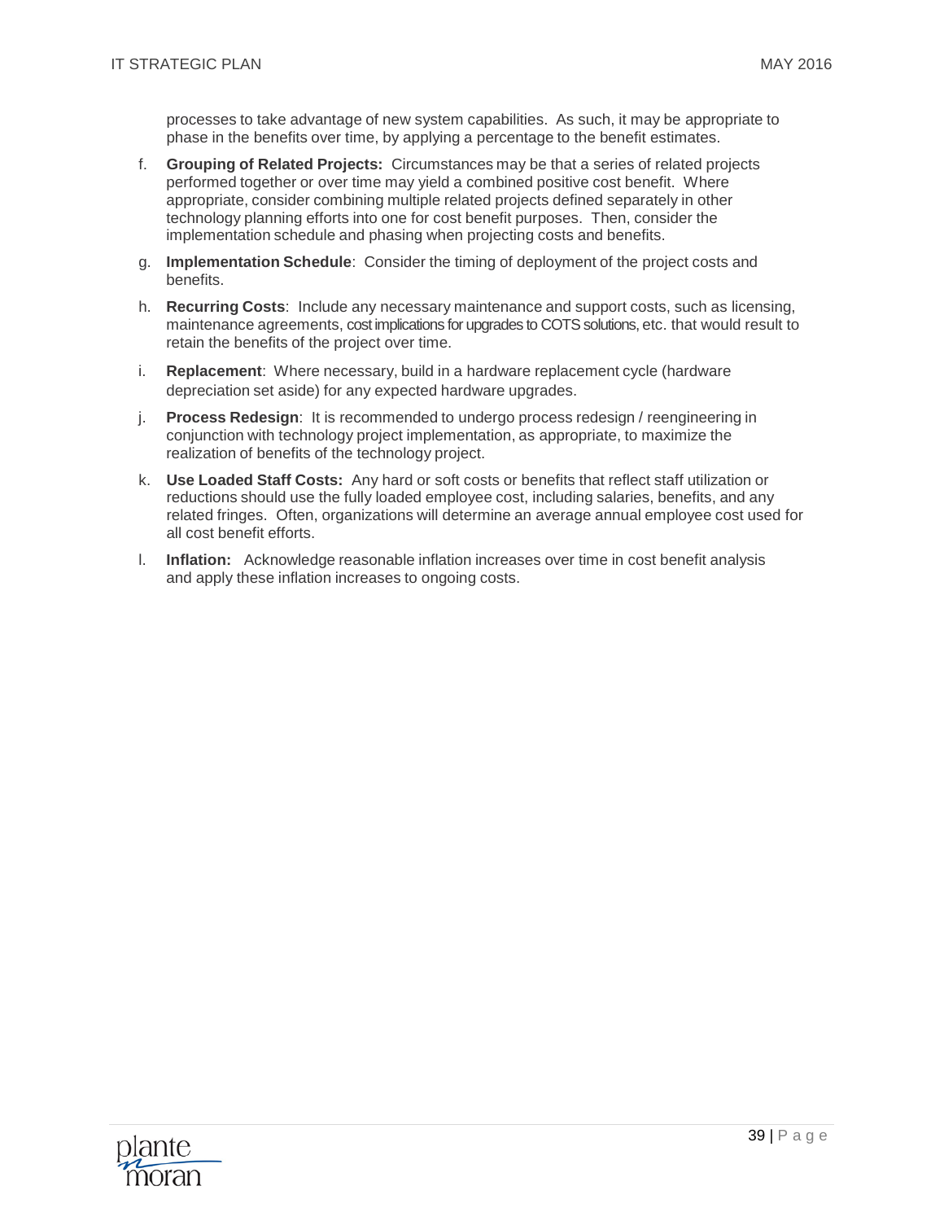processes to take advantage of new system capabilities. As such, it may be appropriate to phase in the benefits over time, by applying a percentage to the benefit estimates.

f. **Grouping of Related Projects:** Circumstances may be that a series of related projects performed together or over time may yield a combined positive cost benefit. Where appropriate, consider combining multiple related projects defined separately in other technology planning efforts into one for cost benefit purposes. Then, consider the implementation schedule and phasing when projecting costs and benefits.

g. **Implementation Schedule**: Consider the timing of deployment of the project costs and benefits.

h. **Recurring Costs**: Include any necessary maintenance and support costs, such as licensing, maintenance agreements, cost implications for upgrades to COTS solutions, etc. that would result to retain the benefits of the project over time.

i. **Replacement**: Where necessary, build in a hardware replacement cycle (hardware depreciation set aside) for any expected hardware upgrades.

j. **Process Redesign**: It is recommended to undergo process redesign / reengineering in conjunction with technology project implementation, as appropriate, to maximize the realization of benefits of the technology project.

k. **Use Loaded Staff Costs:** Any hard or soft costs or benefits that reflect staff utilization or reductions should use the fully loaded employee cost, including salaries, benefits, and any related fringes. Often, organizations will determine an average annual employee cost used for all cost benefit efforts.

l. **Inflation:** Acknowledge reasonable inflation increases over time in cost benefit analysis and apply these inflation increases to ongoing costs.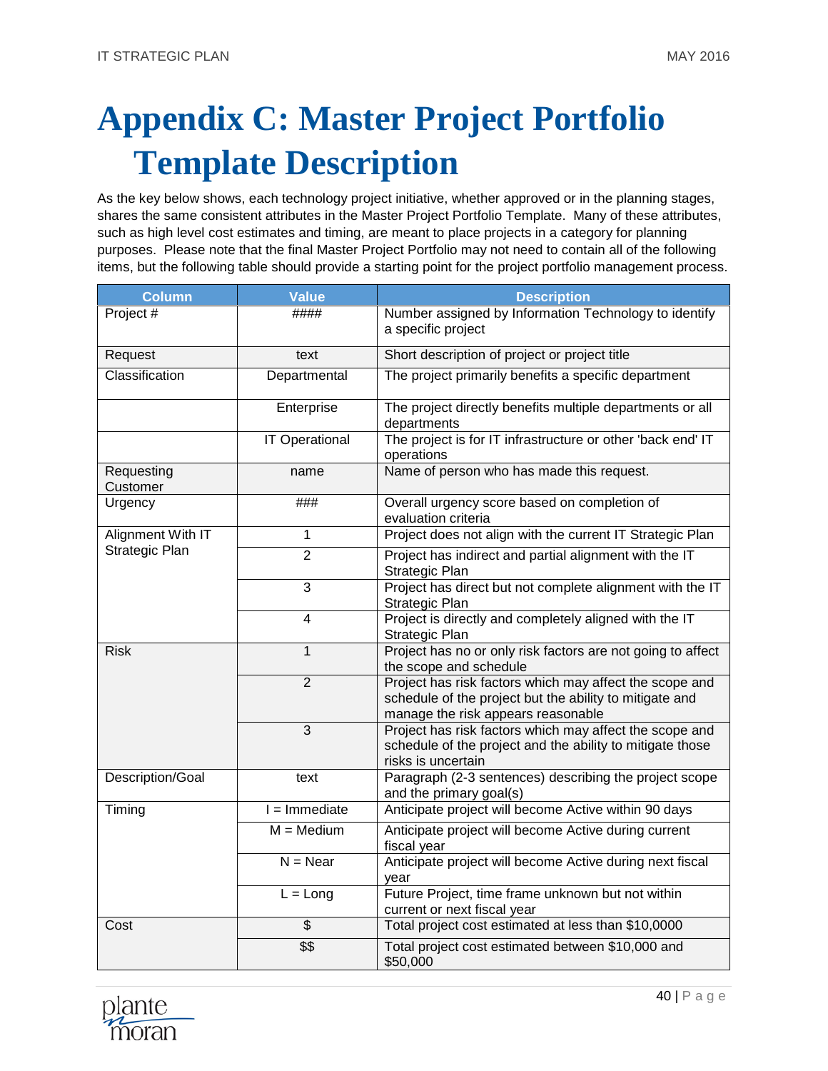# Appendix C: Master Project Portfolio Template Description

As the key below shows, each technology project initiative, whether approved or in the planning stages, shares the same consistent attributes in the Master Project Portfolio Template. Many of these attributes, such as high level cost estimates and timing, are meant to place projects in a category for planning purposes. Please note that the final Master Project Portfolio may not need to contain all of the following items, but the following table should provide a starting point for the project portfolio management process.

| Column | Value | Description |
|---|---|---|
| Project # | #### | Number assigned by Information Technology to identify a specific project |
| Request | text | Short description of project or project title |
| Classification | Departmental | The project primarily benefits a specific department |
| | Enterprise | The project directly benefits multiple departments or all departments |
| | IT Operational | The project is for IT infrastructure or other 'back end' IT operations |
| Requesting Customer | name | Name of person who has made this request. |
| Urgency | ### | Overall urgency score based on completion of evaluation criteria |
| Alignment With IT Strategic Plan | 1 | Project does not align with the current IT Strategic Plan |
| | 2 | Project has indirect and partial alignment with the IT Strategic Plan |
| | 3 | Project has direct but not complete alignment with the IT Strategic Plan |
| | 4 | Project is directly and completely aligned with the IT Strategic Plan |
| Risk | 1 | Project has no or only risk factors are not going to affect the scope and schedule |
| | 2 | Project has risk factors which may affect the scope and schedule of the project but the ability to mitigate and manage the risk appears reasonable |
| | 3 | Project has risk factors which may affect the scope and schedule of the project and the ability to mitigate those risks is uncertain |
| Description/Goal | text | Paragraph (2-3 sentences) describing the project scope and the primary goal(s) |
| Timing | I = Immediate | Anticipate project will become Active within 90 days |
| | M = Medium | Anticipate project will become Active during current fiscal year |
| | N = Near | Anticipate project will become Active during next fiscal year |
| | L = Long | Future Project, time frame unknown but not within current or next fiscal year |
| Cost | $ | Total project cost estimated at less than $10,0000 |
| | $$ | Total project cost estimated between $10,000 and $50,000 |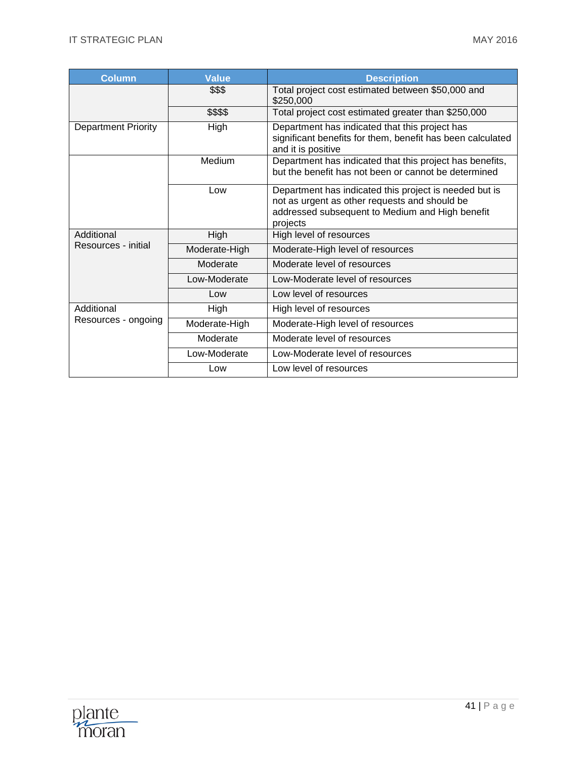| Column | Value | Description |
|---|---|---|
| | $$$ | Total project cost estimated between $50,000 and $250,000 |
| | $$$$ | Total project cost estimated greater than $250,000 |
| Department Priority | High | Department has indicated that this project has significant benefits for them, benefit has been calculated and it is positive |
| | Medium | Department has indicated that this project has benefits, but the benefit has not been or cannot be determined |
| | Low | Department has indicated this project is needed but is not as urgent as other requests and should be addressed subsequent to Medium and High benefit projects |
| Additional Resources - initial | High | High level of resources |
| | Moderate-High | Moderate-High level of resources |
| | Moderate | Moderate level of resources |
| | Low-Moderate | Low-Moderate level of resources |
| | Low | Low level of resources |
| Additional Resources - ongoing | High | High level of resources |
| | Moderate-High | Moderate-High level of resources |
| | Moderate | Moderate level of resources |
| | Low-Moderate | Low-Moderate level of resources |
| | Low | Low level of resources |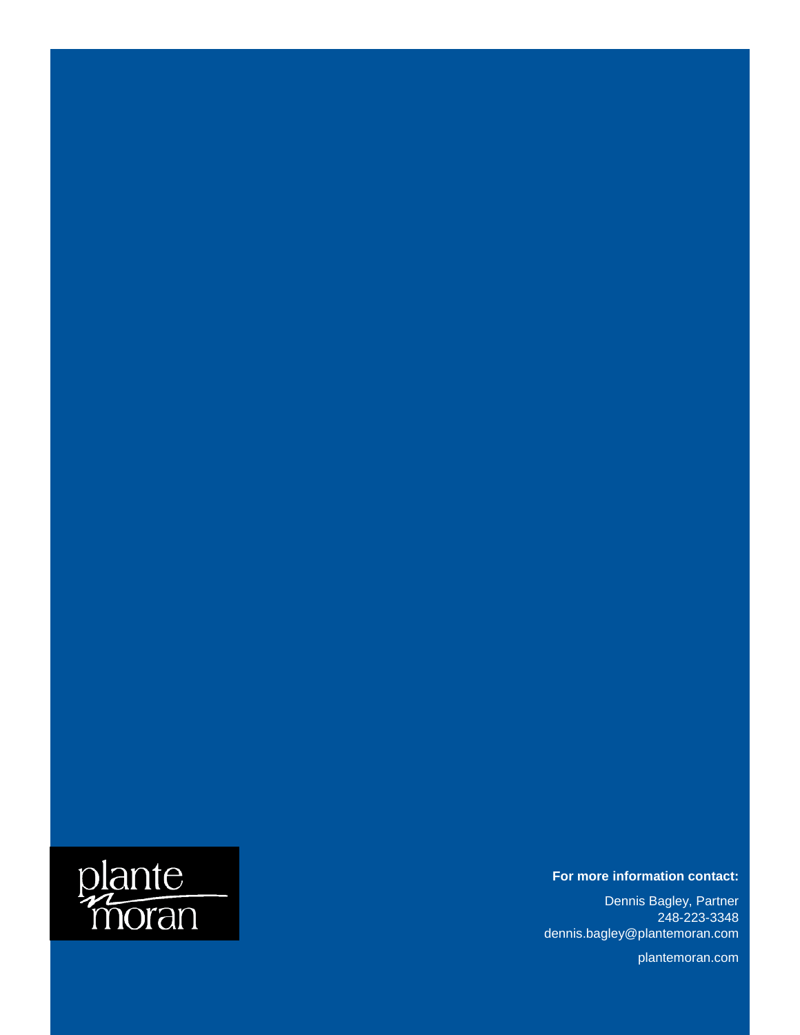plante moran

**For more information contact:**

Dennis Bagley, Partner
248-223-3348
dennis.bagley@plantemoran.com

plantemoran.com